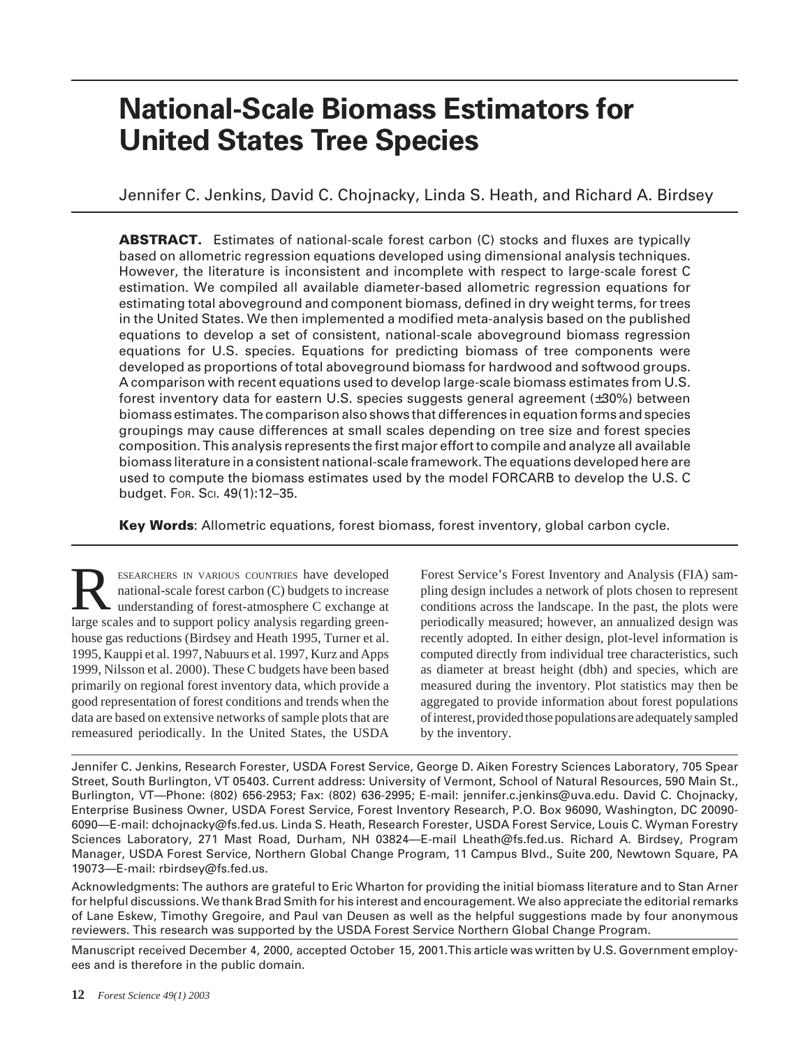# National-Scale Biomass Estimators for United States Tree Species

Jennifer C. Jenkins, David C. Chojnacky, Linda S. Heath, and Richard A. Birdsey

**ABSTRACT.** Estimates of national-scale forest carbon (C) stocks and fluxes are typically based on allometric regression equations developed using dimensional analysis techniques. However, the literature is inconsistent and incomplete with respect to large-scale forest C estimation. We compiled all available diameter-based allometric regression equations for estimating total aboveground and component biomass, defined in dry weight terms, for trees in the United States. We then implemented a modified meta-analysis based on the published equations to develop a set of consistent, national-scale aboveground biomass regression equations for U.S. species. Equations for predicting biomass of tree components were developed as proportions of total aboveground biomass for hardwood and softwood groups. A comparison with recent equations used to develop large-scale biomass estimates from U.S. forest inventory data for eastern U.S. species suggests general agreement (±30%) between biomass estimates. The comparison also shows that differences in equation forms and species groupings may cause differences at small scales depending on tree size and forest species composition. This analysis represents the first major effort to compile and analyze all available biomass literature in a consistent national-scale framework. The equations developed here are used to compute the biomass estimates used by the model FORCARB to develop the U.S. C budget. For. Sci. 49(1):12–35.

**Key Words**: Allometric equations, forest biomass, forest inventory, global carbon cycle.

Researchers in various countries have developed national-scale forest carbon (C) budgets to increase understanding of forest-atmosphere C exchange at large scales and to support policy analysis regarding greenhouse gas reductions (Birdsey and Heath 1995, Turner et al. 1995, Kauppi et al. 1997, Nabuurs et al. 1997, Kurz and Apps 1999, Nilsson et al. 2000). These C budgets have been based primarily on regional forest inventory data, which provide a good representation of forest conditions and trends when the data are based on extensive networks of sample plots that are remeasured periodically. In the United States, the USDA Forest Service's Forest Inventory and Analysis (FIA) sampling design includes a network of plots chosen to represent conditions across the landscape. In the past, the plots were periodically measured; however, an annualized design was recently adopted. In either design, plot-level information is computed directly from individual tree characteristics, such as diameter at breast height (dbh) and species, which are measured during the inventory. Plot statistics may then be aggregated to provide information about forest populations of interest, provided those populations are adequately sampled by the inventory.

Jennifer C. Jenkins, Research Forester, USDA Forest Service, George D. Aiken Forestry Sciences Laboratory, 705 Spear Street, South Burlington, VT 05403. Current address: University of Vermont, School of Natural Resources, 590 Main St., Burlington, VT—Phone: (802) 656-2953; Fax: (802) 636-2995; E-mail: jennifer.c.jenkins@uva.edu. David C. Chojnacky, Enterprise Business Owner, USDA Forest Service, Forest Inventory Research, P.O. Box 96090, Washington, DC 20090-6090—E-mail: dchojnacky@fs.fed.us. Linda S. Heath, Research Forester, USDA Forest Service, Louis C. Wyman Forestry Sciences Laboratory, 271 Mast Road, Durham, NH 03824—E-mail Lheath@fs.fed.us. Richard A. Birdsey, Program Manager, USDA Forest Service, Northern Global Change Program, 11 Campus Blvd., Suite 200, Newtown Square, PA 19073—E-mail: rbirdsey@fs.fed.us.

Acknowledgments: The authors are grateful to Eric Wharton for providing the initial biomass literature and to Stan Arner for helpful discussions. We thank Brad Smith for his interest and encouragement. We also appreciate the editorial remarks of Lane Eskew, Timothy Gregoire, and Paul van Deusen as well as the helpful suggestions made by four anonymous reviewers. This research was supported by the USDA Forest Service Northern Global Change Program.

Manuscript received December 4, 2000, accepted October 15, 2001. This article was written by U.S. Government employees and is therefore in the public domain.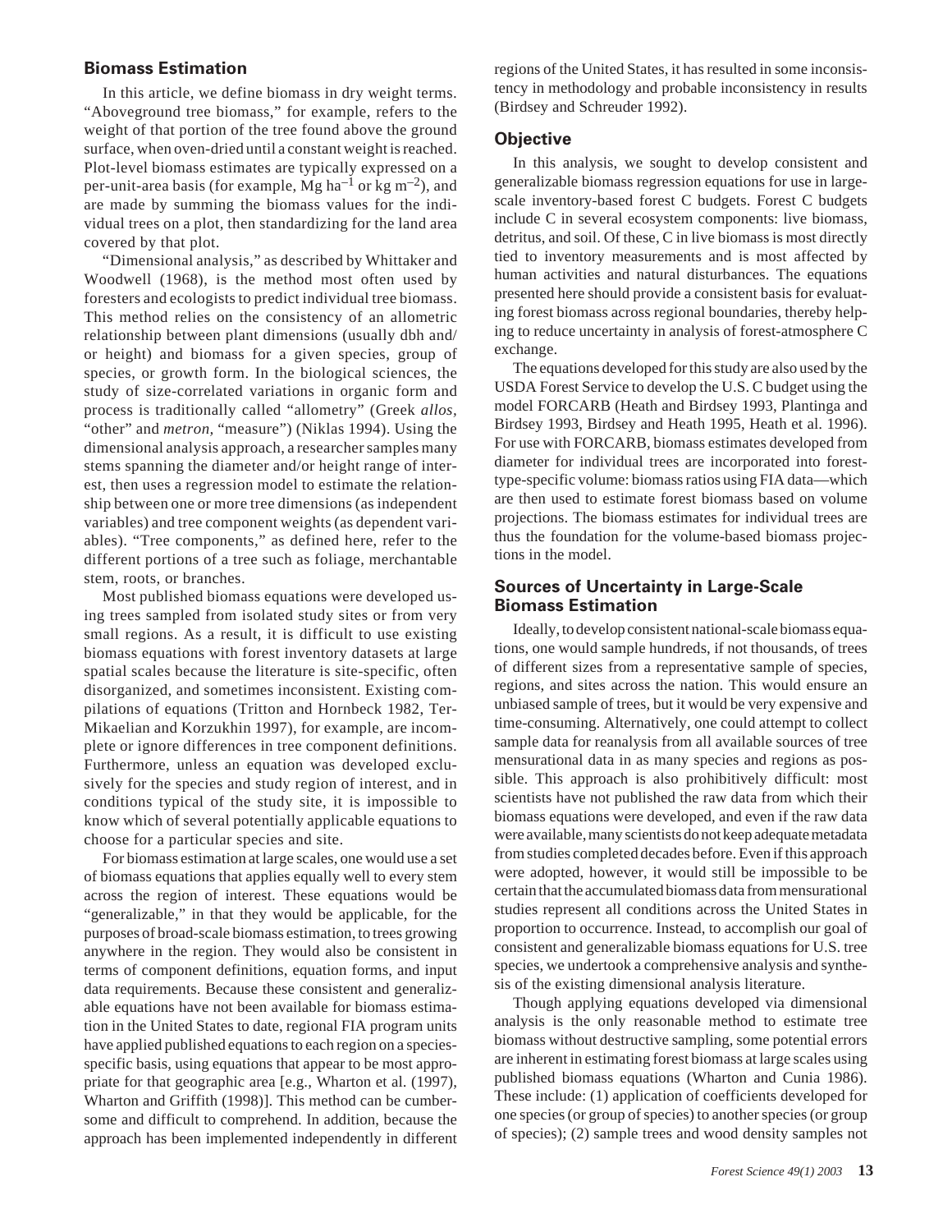## Biomass Estimation

In this article, we define biomass in dry weight terms. "Aboveground tree biomass," for example, refers to the weight of that portion of the tree found above the ground surface, when oven-dried until a constant weight is reached. Plot-level biomass estimates are typically expressed on a per-unit-area basis (for example, Mg $ha^{-1}$ or kg $m^{-2}$), and are made by summing the biomass values for the individual trees on a plot, then standardizing for the land area covered by that plot.

"Dimensional analysis," as described by Whittaker and Woodwell (1968), is the method most often used by foresters and ecologists to predict individual tree biomass. This method relies on the consistency of an allometric relationship between plant dimensions (usually dbh and/or height) and biomass for a given species, group of species, or growth form. In the biological sciences, the study of size-correlated variations in organic form and process is traditionally called "allometry" (Greek *allos*, "other" and *metron*, "measure") (Niklas 1994). Using the dimensional analysis approach, a researcher samples many stems spanning the diameter and/or height range of interest, then uses a regression model to estimate the relationship between one or more tree dimensions (as independent variables) and tree component weights (as dependent variables). "Tree components," as defined here, refer to the different portions of a tree such as foliage, merchantable stem, roots, or branches.

Most published biomass equations were developed using trees sampled from isolated study sites or from very small regions. As a result, it is difficult to use existing biomass equations with forest inventory datasets at large spatial scales because the literature is site-specific, often disorganized, and sometimes inconsistent. Existing compilations of equations (Tritton and Hornbeck 1982, Ter-Mikaelian and Korzukhin 1997), for example, are incomplete or ignore differences in tree component definitions. Furthermore, unless an equation was developed exclusively for the species and study region of interest, and in conditions typical of the study site, it is impossible to know which of several potentially applicable equations to choose for a particular species and site.

For biomass estimation at large scales, one would use a set of biomass equations that applies equally well to every stem across the region of interest. These equations would be "generalizable," in that they would be applicable, for the purposes of broad-scale biomass estimation, to trees growing anywhere in the region. They would also be consistent in terms of component definitions, equation forms, and input data requirements. Because these consistent and generalizable equations have not been available for biomass estimation in the United States to date, regional FIA program units have applied published equations to each region on a species-specific basis, using equations that appear to be most appropriate for that geographic area [e.g., Wharton et al. (1997), Wharton and Griffith (1998)]. This method can be cumbersome and difficult to comprehend. In addition, because the approach has been implemented independently in different regions of the United States, it has resulted in some inconsistency in methodology and probable inconsistency in results (Birdsey and Schreuder 1992).

## Objective

In this analysis, we sought to develop consistent and generalizable biomass regression equations for use in large-scale inventory-based forest C budgets. Forest C budgets include C in several ecosystem components: live biomass, detritus, and soil. Of these, C in live biomass is most directly tied to inventory measurements and is most affected by human activities and natural disturbances. The equations presented here should provide a consistent basis for evaluating forest biomass across regional boundaries, thereby helping to reduce uncertainty in analysis of forest-atmosphere C exchange.

The equations developed for this study are also used by the USDA Forest Service to develop the U.S. C budget using the model FORCARB (Heath and Birdsey 1993, Plantinga and Birdsey 1993, Birdsey and Heath 1995, Heath et al. 1996). For use with FORCARB, biomass estimates developed from diameter for individual trees are incorporated into forest-type-specific volume: biomass ratios using FIA data—which are then used to estimate forest biomass based on volume projections. The biomass estimates for individual trees are thus the foundation for the volume-based biomass projections in the model.

## Sources of Uncertainty in Large-Scale Biomass Estimation

Ideally, to develop consistent national-scale biomass equations, one would sample hundreds, if not thousands, of trees of different sizes from a representative sample of species, regions, and sites across the nation. This would ensure an unbiased sample of trees, but it would be very expensive and time-consuming. Alternatively, one could attempt to collect sample data for reanalysis from all available sources of tree mensurational data in as many species and regions as possible. This approach is also prohibitively difficult: most scientists have not published the raw data from which their biomass equations were developed, and even if the raw data were available, many scientists do not keep adequate metadata from studies completed decades before. Even if this approach were adopted, however, it would still be impossible to be certain that the accumulated biomass data from mensurational studies represent all conditions across the United States in proportion to occurrence. Instead, to accomplish our goal of consistent and generalizable biomass equations for U.S. tree species, we undertook a comprehensive analysis and synthesis of the existing dimensional analysis literature.

Though applying equations developed via dimensional analysis is the only reasonable method to estimate tree biomass without destructive sampling, some potential errors are inherent in estimating forest biomass at large scales using published biomass equations (Wharton and Cunia 1986). These include: (1) application of coefficients developed for one species (or group of species) to another species (or group of species); (2) sample trees and wood density samples not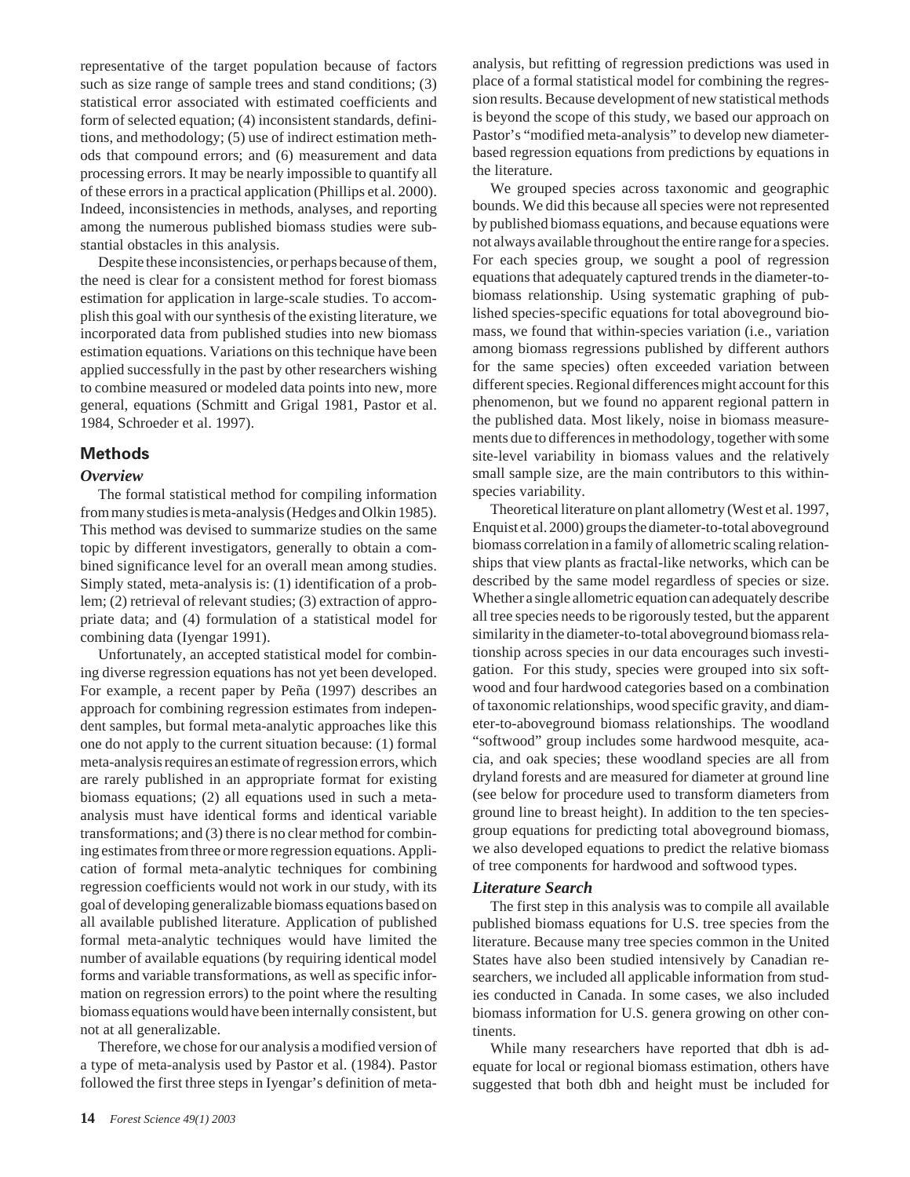representative of the target population because of factors such as size range of sample trees and stand conditions; (3) statistical error associated with estimated coefficients and form of selected equation; (4) inconsistent standards, definitions, and methodology; (5) use of indirect estimation methods that compound errors; and (6) measurement and data processing errors. It may be nearly impossible to quantify all of these errors in a practical application (Phillips et al. 2000). Indeed, inconsistencies in methods, analyses, and reporting among the numerous published biomass studies were substantial obstacles in this analysis.

Despite these inconsistencies, or perhaps because of them, the need is clear for a consistent method for forest biomass estimation for application in large-scale studies. To accomplish this goal with our synthesis of the existing literature, we incorporated data from published studies into new biomass estimation equations. Variations on this technique have been applied successfully in the past by other researchers wishing to combine measured or modeled data points into new, more general, equations (Schmitt and Grigal 1981, Pastor et al. 1984, Schroeder et al. 1997).

## Methods

### *Overview*

The formal statistical method for compiling information from many studies is meta-analysis (Hedges and Olkin 1985). This method was devised to summarize studies on the same topic by different investigators, generally to obtain a combined significance level for an overall mean among studies. Simply stated, meta-analysis is: (1) identification of a problem; (2) retrieval of relevant studies; (3) extraction of appropriate data; and (4) formulation of a statistical model for combining data (Iyengar 1991).

Unfortunately, an accepted statistical model for combining diverse regression equations has not yet been developed. For example, a recent paper by Peña (1997) describes an approach for combining regression estimates from independent samples, but formal meta-analytic approaches like this one do not apply to the current situation because: (1) formal meta-analysis requires an estimate of regression errors, which are rarely published in an appropriate format for existing biomass equations; (2) all equations used in such a meta-analysis must have identical forms and identical variable transformations; and (3) there is no clear method for combining estimates from three or more regression equations. Application of formal meta-analytic techniques for combining regression coefficients would not work in our study, with its goal of developing generalizable biomass equations based on all available published literature. Application of published formal meta-analytic techniques would have limited the number of available equations (by requiring identical model forms and variable transformations, as well as specific information on regression errors) to the point where the resulting biomass equations would have been internally consistent, but not at all generalizable.

Therefore, we chose for our analysis a modified version of a type of meta-analysis used by Pastor et al. (1984). Pastor followed the first three steps in Iyengar's definition of meta-analysis, but refitting of regression predictions was used in place of a formal statistical model for combining the regression results. Because development of new statistical methods is beyond the scope of this study, we based our approach on Pastor's "modified meta-analysis" to develop new diameter-based regression equations from predictions by equations in the literature.

We grouped species across taxonomic and geographic bounds. We did this because all species were not represented by published biomass equations, and because equations were not always available throughout the entire range for a species. For each species group, we sought a pool of regression equations that adequately captured trends in the diameter-to-biomass relationship. Using systematic graphing of published species-specific equations for total aboveground biomass, we found that within-species variation (i.e., variation among biomass regressions published by different authors for the same species) often exceeded variation between different species. Regional differences might account for this phenomenon, but we found no apparent regional pattern in the published data. Most likely, noise in biomass measurements due to differences in methodology, together with some site-level variability in biomass values and the relatively small sample size, are the main contributors to this within-species variability.

Theoretical literature on plant allometry (West et al. 1997, Enquist et al. 2000) groups the diameter-to-total aboveground biomass correlation in a family of allometric scaling relationships that view plants as fractal-like networks, which can be described by the same model regardless of species or size. Whether a single allometric equation can adequately describe all tree species needs to be rigorously tested, but the apparent similarity in the diameter-to-total aboveground biomass relationship across species in our data encourages such investigation. For this study, species were grouped into six softwood and four hardwood categories based on a combination of taxonomic relationships, wood specific gravity, and diameter-to-aboveground biomass relationships. The woodland "softwood" group includes some hardwood mesquite, acacia, and oak species; these woodland species are all from dryland forests and are measured for diameter at ground line (see below for procedure used to transform diameters from ground line to breast height). In addition to the ten species-group equations for predicting total aboveground biomass, we also developed equations to predict the relative biomass of tree components for hardwood and softwood types.

### *Literature Search*

The first step in this analysis was to compile all available published biomass equations for U.S. tree species from the literature. Because many tree species common in the United States have also been studied intensively by Canadian researchers, we included all applicable information from studies conducted in Canada. In some cases, we also included biomass information for U.S. genera growing on other continents.

While many researchers have reported that dbh is adequate for local or regional biomass estimation, others have suggested that both dbh and height must be included for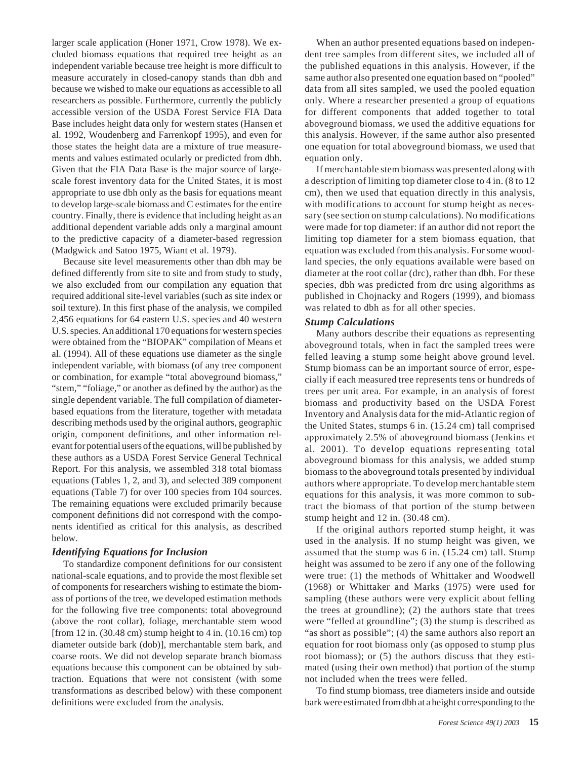larger scale application (Honer 1971, Crow 1978). We excluded biomass equations that required tree height as an independent variable because tree height is more difficult to measure accurately in closed-canopy stands than dbh and because we wished to make our equations as accessible to all researchers as possible. Furthermore, currently the publicly accessible version of the USDA Forest Service FIA Data Base includes height data only for western states (Hansen et al. 1992, Woudenberg and Farrenkopf 1995), and even for those states the height data are a mixture of true measurements and values estimated ocularly or predicted from dbh. Given that the FIA Data Base is the major source of large-scale forest inventory data for the United States, it is most appropriate to use dbh only as the basis for equations meant to develop large-scale biomass and C estimates for the entire country. Finally, there is evidence that including height as an additional dependent variable adds only a marginal amount to the predictive capacity of a diameter-based regression (Madgwick and Satoo 1975, Wiant et al. 1979).

Because site level measurements other than dbh may be defined differently from site to site and from study to study, we also excluded from our compilation any equation that required additional site-level variables (such as site index or soil texture). In this first phase of the analysis, we compiled 2,456 equations for 64 eastern U.S. species and 40 western U.S. species. An additional 170 equations for western species were obtained from the "BIOPAK" compilation of Means et al. (1994). All of these equations use diameter as the single independent variable, with biomass (of any tree component or combination, for example "total aboveground biomass," "stem," "foliage," or another as defined by the author) as the single dependent variable. The full compilation of diameter-based equations from the literature, together with metadata describing methods used by the original authors, geographic origin, component definitions, and other information relevant for potential users of the equations, will be published by these authors as a USDA Forest Service General Technical Report. For this analysis, we assembled 318 total biomass equations (Tables 1, 2, and 3), and selected 389 component equations (Table 7) for over 100 species from 104 sources. The remaining equations were excluded primarily because component definitions did not correspond with the components identified as critical for this analysis, as described below.

### *Identifying Equations for Inclusion*

To standardize component definitions for our consistent national-scale equations, and to provide the most flexible set of components for researchers wishing to estimate the biomass of portions of the tree, we developed estimation methods for the following five tree components: total aboveground (above the root collar), foliage, merchantable stem wood [from 12 in. (30.48 cm) stump height to 4 in. (10.16 cm) top diameter outside bark (dob)], merchantable stem bark, and coarse roots. We did not develop separate branch biomass equations because this component can be obtained by subtraction. Equations that were not consistent (with some transformations as described below) with these component definitions were excluded from the analysis.

When an author presented equations based on independent tree samples from different sites, we included all of the published equations in this analysis. However, if the same author also presented one equation based on "pooled" data from all sites sampled, we used the pooled equation only. Where a researcher presented a group of equations for different components that added together to total aboveground biomass, we used the additive equations for this analysis. However, if the same author also presented one equation for total aboveground biomass, we used that equation only.

If merchantable stem biomass was presented along with a description of limiting top diameter close to 4 in. (8 to 12 cm), then we used that equation directly in this analysis, with modifications to account for stump height as necessary (see section on stump calculations). No modifications were made for top diameter: if an author did not report the limiting top diameter for a stem biomass equation, that equation was excluded from this analysis. For some woodland species, the only equations available were based on diameter at the root collar (drc), rather than dbh. For these species, dbh was predicted from drc using algorithms as published in Chojnacky and Rogers (1999), and biomass was related to dbh as for all other species.

### *Stump Calculations*

Many authors describe their equations as representing aboveground totals, when in fact the sampled trees were felled leaving a stump some height above ground level. Stump biomass can be an important source of error, especially if each measured tree represents tens or hundreds of trees per unit area. For example, in an analysis of forest biomass and productivity based on the USDA Forest Inventory and Analysis data for the mid-Atlantic region of the United States, stumps 6 in. (15.24 cm) tall comprised approximately 2.5% of aboveground biomass (Jenkins et al. 2001). To develop equations representing total aboveground biomass for this analysis, we added stump biomass to the aboveground totals presented by individual authors where appropriate. To develop merchantable stem equations for this analysis, it was more common to subtract the biomass of that portion of the stump between stump height and 12 in. (30.48 cm).

If the original authors reported stump height, it was used in the analysis. If no stump height was given, we assumed that the stump was 6 in. (15.24 cm) tall. Stump height was assumed to be zero if any one of the following were true: (1) the methods of Whittaker and Woodwell (1968) or Whittaker and Marks (1975) were used for sampling (these authors were very explicit about felling the trees at groundline); (2) the authors state that trees were "felled at groundline"; (3) the stump is described as "as short as possible"; (4) the same authors also report an equation for root biomass only (as opposed to stump plus root biomass); or (5) the authors discuss that they estimated (using their own method) that portion of the stump not included when the trees were felled.

To find stump biomass, tree diameters inside and outside bark were estimated from dbh at a height corresponding to the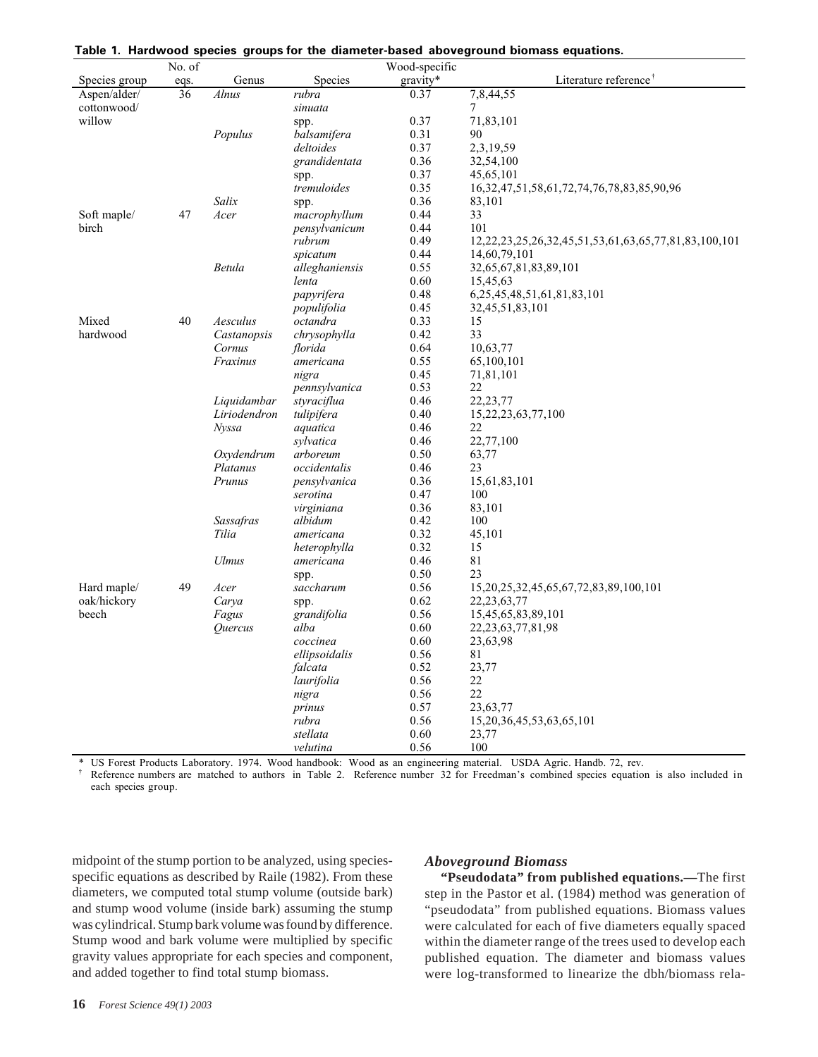**Table 1. Hardwood species groups for the diameter-based aboveground biomass equations.**

| Species group | No. of eqs. | Genus | Species | Wood-specific gravity* | Literature reference† |
|---|---|---|---|---|---|
| Aspen/alder/ cottonwood/ willow | 36 | *Alnus* | *rubra* | 0.37 | 7,8,44,55 |
| | | | *sinuata* | | 7 |
| | | | spp. | 0.37 | 71,83,101 |
| | | *Populus* | *balsamifera* | 0.31 | 90 |
| | | | *deltoides* | 0.37 | 2,3,19,59 |
| | | | *grandidentata* | 0.36 | 32,54,100 |
| | | | spp. | 0.37 | 45,65,101 |
| | | | *tremuloides* | 0.35 | 16,32,47,51,58,61,72,74,76,78,83,85,90,96 |
| | | *Salix* | spp. | 0.36 | 83,101 |
| Soft maple/ birch | 47 | *Acer* | *macrophyllum* | 0.44 | 33 |
| | | | *pensylvanicum* | 0.44 | 101 |
| | | | *rubrum* | 0.49 | 12,22,23,25,26,32,45,51,53,61,63,65,77,81,83,100,101 |
| | | | *spicatum* | 0.44 | 14,60,79,101 |
| | | *Betula* | *alleghaniensis* | 0.55 | 32,65,67,81,83,89,101 |
| | | | *lenta* | 0.60 | 15,45,63 |
| | | | *papyrifera* | 0.48 | 6,25,45,48,51,61,81,83,101 |
| | | | *populifolia* | 0.45 | 32,45,51,83,101 |
| Mixed hardwood | 40 | *Aesculus* | *octandra* | 0.33 | 15 |
| | | *Castanopsis* | *chrysophylla* | 0.42 | 33 |
| | | *Cornus* | *florida* | 0.64 | 10,63,77 |
| | | *Fraxinus* | *americana* | 0.55 | 65,100,101 |
| | | | *nigra* | 0.45 | 71,81,101 |
| | | | *pennsylvanica* | 0.53 | 22 |
| | | *Liquidambar* | *styraciflua* | 0.46 | 22,23,77 |
| | | *Liriodendron* | *tulipifera* | 0.40 | 15,22,23,63,77,100 |
| | | *Nyssa* | *aquatica* | 0.46 | 22 |
| | | | *sylvatica* | 0.46 | 22,77,100 |
| | | *Oxydendrum* | *arboreum* | 0.50 | 63,77 |
| | | *Platanus* | *occidentalis* | 0.46 | 23 |
| | | *Prunus* | *pensylvanica* | 0.36 | 15,61,83,101 |
| | | | *serotina* | 0.47 | 100 |
| | | | *virginiana* | 0.36 | 83,101 |
| | | *Sassafras* | *albidum* | 0.42 | 100 |
| | | *Tilia* | *americana* | 0.32 | 45,101 |
| | | | *heterophylla* | 0.32 | 15 |
| | | *Ulmus* | *americana* | 0.46 | 81 |
| | | | spp. | 0.50 | 23 |
| Hard maple/ oak/hickory beech | 49 | *Acer* | *saccharum* | 0.56 | 15,20,25,32,45,65,67,72,83,89,100,101 |
| | | *Carya* | spp. | 0.62 | 22,23,63,77 |
| | | *Fagus* | *grandifolia* | 0.56 | 15,45,65,83,89,101 |
| | | *Quercus* | *alba* | 0.60 | 22,23,63,77,81,98 |
| | | | *coccinea* | 0.60 | 23,63,98 |
| | | | *ellipsoidalis* | 0.56 | 81 |
| | | | *falcata* | 0.52 | 23,77 |
| | | | *laurifolia* | 0.56 | 22 |
| | | | *nigra* | 0.56 | 22 |
| | | | *prinus* | 0.57 | 23,63,77 |
| | | | *rubra* | 0.56 | 15,20,36,45,53,63,65,101 |
| | | | *stellata* | 0.60 | 23,77 |
| | | | *velutina* | 0.56 | 100 |

\* US Forest Products Laboratory. 1974. Wood handbook: Wood as an engineering material. USDA Agric. Handb. 72, rev.

† Reference numbers are matched to authors in Table 2. Reference number 32 for Freedman's combined species equation is also included in each species group.

midpoint of the stump portion to be analyzed, using species-specific equations as described by Raile (1982). From these diameters, we computed total stump volume (outside bark) and stump wood volume (inside bark) assuming the stump was cylindrical. Stump bark volume was found by difference. Stump wood and bark volume were multiplied by specific gravity values appropriate for each species and component, and added together to find total stump biomass.

### *Aboveground Biomass*

**"Pseudodata" from published equations.—**The first step in the Pastor et al. (1984) method was generation of "pseudodata" from published equations. Biomass values were calculated for each of five diameters equally spaced within the diameter range of the trees used to develop each published equation. The diameter and biomass values were log-transformed to linearize the dbh/biomass rela-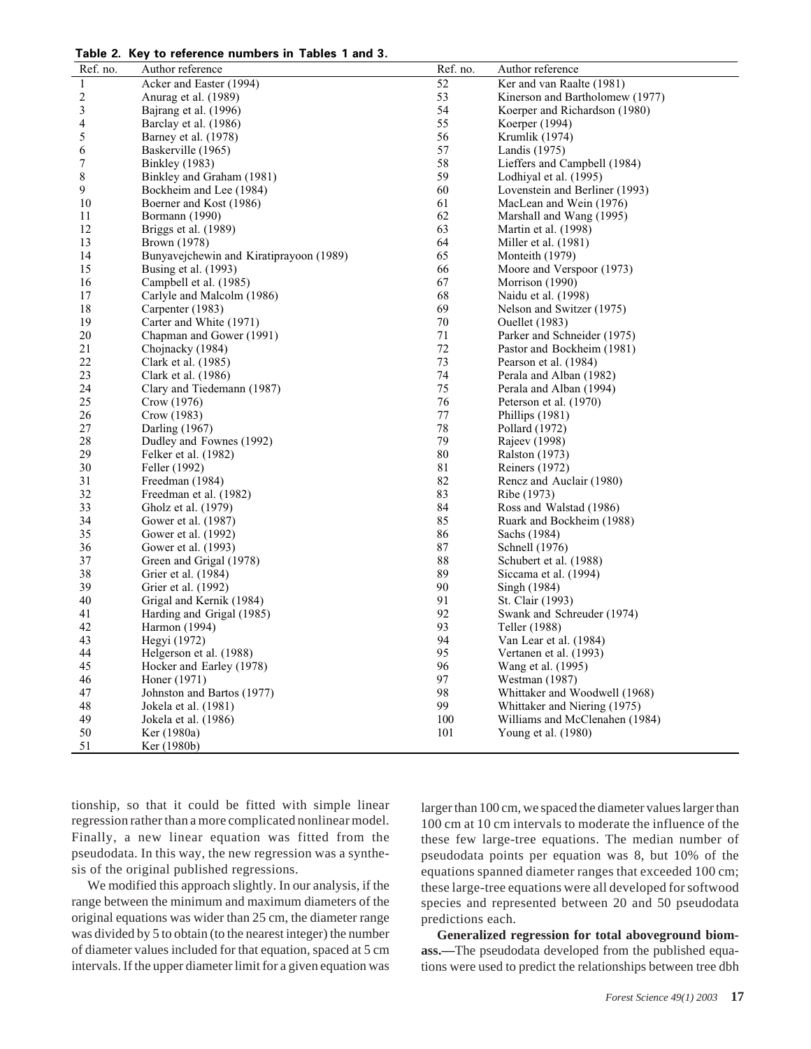**Table 2. Key to reference numbers in Tables 1 and 3.**

| Ref. no. | Author reference | Ref. no. | Author reference |
|---|---|---|---|
| 1 | Acker and Easter (1994) | 52 | Ker and van Raalte (1981) |
| 2 | Anurag et al. (1989) | 53 | Kinerson and Bartholomew (1977) |
| 3 | Bajrang et al. (1996) | 54 | Koerper and Richardson (1980) |
| 4 | Barclay et al. (1986) | 55 | Koerper (1994) |
| 5 | Barney et al. (1978) | 56 | Krumlik (1974) |
| 6 | Baskerville (1965) | 57 | Landis (1975) |
| 7 | Binkley (1983) | 58 | Lieffers and Campbell (1984) |
| 8 | Binkley and Graham (1981) | 59 | Lodhiyal et al. (1995) |
| 9 | Bockheim and Lee (1984) | 60 | Lovenstein and Berliner (1993) |
| 10 | Boerner and Kost (1986) | 61 | MacLean and Wein (1976) |
| 11 | Bormann (1990) | 62 | Marshall and Wang (1995) |
| 12 | Briggs et al. (1989) | 63 | Martin et al. (1998) |
| 13 | Brown (1978) | 64 | Miller et al. (1981) |
| 14 | Bunyavejchewin and Kiratiprayoon (1989) | 65 | Monteith (1979) |
| 15 | Busing et al. (1993) | 66 | Moore and Verspoor (1973) |
| 16 | Campbell et al. (1985) | 67 | Morrison (1990) |
| 17 | Carlyle and Malcolm (1986) | 68 | Naidu et al. (1998) |
| 18 | Carpenter (1983) | 69 | Nelson and Switzer (1975) |
| 19 | Carter and White (1971) | 70 | Ouellet (1983) |
| 20 | Chapman and Gower (1991) | 71 | Parker and Schneider (1975) |
| 21 | Chojnacky (1984) | 72 | Pastor and Bockheim (1981) |
| 22 | Clark et al. (1985) | 73 | Pearson et al. (1984) |
| 23 | Clark et al. (1986) | 74 | Perala and Alban (1982) |
| 24 | Clary and Tiedemann (1987) | 75 | Perala and Alban (1994) |
| 25 | Crow (1976) | 76 | Peterson et al. (1970) |
| 26 | Crow (1983) | 77 | Phillips (1981) |
| 27 | Darling (1967) | 78 | Pollard (1972) |
| 28 | Dudley and Fownes (1992) | 79 | Rajeev (1998) |
| 29 | Felker et al. (1982) | 80 | Ralston (1973) |
| 30 | Feller (1992) | 81 | Reiners (1972) |
| 31 | Freedman (1984) | 82 | Rencz and Auclair (1980) |
| 32 | Freedman et al. (1982) | 83 | Ribe (1973) |
| 33 | Gholz et al. (1979) | 84 | Ross and Walstad (1986) |
| 34 | Gower et al. (1987) | 85 | Ruark and Bockheim (1988) |
| 35 | Gower et al. (1992) | 86 | Sachs (1984) |
| 36 | Gower et al. (1993) | 87 | Schnell (1976) |
| 37 | Green and Grigal (1978) | 88 | Schubert et al. (1988) |
| 38 | Grier et al. (1984) | 89 | Siccama et al. (1994) |
| 39 | Grier et al. (1992) | 90 | Singh (1984) |
| 40 | Grigal and Kernik (1984) | 91 | St. Clair (1993) |
| 41 | Harding and Grigal (1985) | 92 | Swank and Schreuder (1974) |
| 42 | Harmon (1994) | 93 | Teller (1988) |
| 43 | Hegyi (1972) | 94 | Van Lear et al. (1984) |
| 44 | Helgerson et al. (1988) | 95 | Vertanen et al. (1993) |
| 45 | Hocker and Earley (1978) | 96 | Wang et al. (1995) |
| 46 | Honer (1971) | 97 | Westman (1987) |
| 47 | Johnston and Bartos (1977) | 98 | Whittaker and Woodwell (1968) |
| 48 | Jokela et al. (1981) | 99 | Whittaker and Niering (1975) |
| 49 | Jokela et al. (1986) | 100 | Williams and McClenahen (1984) |
| 50 | Ker (1980a) | 101 | Young et al. (1980) |
| 51 | Ker (1980b) | | |

tionship, so that it could be fitted with simple linear regression rather than a more complicated nonlinear model. Finally, a new linear equation was fitted from the pseudodata. In this way, the new regression was a synthesis of the original published regressions.

We modified this approach slightly. In our analysis, if the range between the minimum and maximum diameters of the original equations was wider than 25 cm, the diameter range was divided by 5 to obtain (to the nearest integer) the number of diameter values included for that equation, spaced at 5 cm intervals. If the upper diameter limit for a given equation was larger than 100 cm, we spaced the diameter values larger than 100 cm at 10 cm intervals to moderate the influence of the these few large-tree equations. The median number of pseudodata points per equation was 8, but 10% of the equations spanned diameter ranges that exceeded 100 cm; these large-tree equations were all developed for softwood species and represented between 20 and 50 pseudodata predictions each.

**Generalized regression for total aboveground biomass.—**The pseudodata developed from the published equations were used to predict the relationships between tree dbh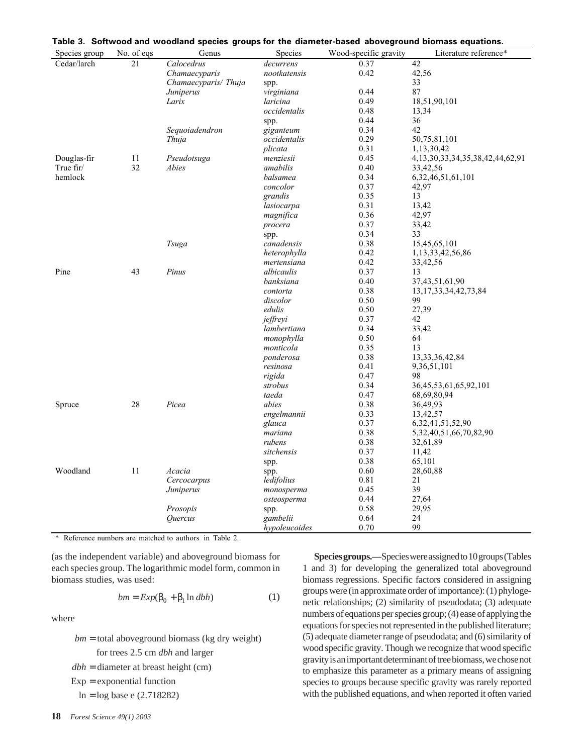**Table 3. Softwood and woodland species groups for the diameter-based aboveground biomass equations.**

| Species group | No. of eqs | Genus | Species | Wood-specific gravity | Literature reference* |
|---|---|---|---|---|---|
| Cedar/larch | 21 | *Calocedrus* | *decurrens* | 0.37 | 42 |
| | | *Chamaecyparis* | *nootkatensis* | 0.42 | 42,56 |
| | | *Chamaecyparis/ Thuja* | spp. | | 33 |
| | | *Juniperus* | *virginiana* | 0.44 | 87 |
| | | *Larix* | *laricina* | 0.49 | 18,51,90,101 |
| | | | *occidentalis* | 0.48 | 13,34 |
| | | | spp. | 0.44 | 36 |
| | | *Sequoiadendron* | *giganteum* | 0.34 | 42 |
| | | *Thuja* | *occidentalis* | 0.29 | 50,75,81,101 |
| | | | *plicata* | 0.31 | 1,13,30,42 |
| Douglas-fir | 11 | *Pseudotsuga* | *menziesii* | 0.45 | 4,13,30,33,34,35,38,42,44,62,91 |
| True fir/ hemlock | 32 | *Abies* | *amabilis* | 0.40 | 33,42,56 |
| | | | *balsamea* | 0.34 | 6,32,46,51,61,101 |
| | | | *concolor* | 0.37 | 42,97 |
| | | | *grandis* | 0.35 | 13 |
| | | | *lasiocarpa* | 0.31 | 13,42 |
| | | | *magnifica* | 0.36 | 42,97 |
| | | | *procera* | 0.37 | 33,42 |
| | | | spp. | 0.34 | 33 |
| | | *Tsuga* | *canadensis* | 0.38 | 15,45,65,101 |
| | | | *heterophylla* | 0.42 | 1,13,33,42,56,86 |
| | | | *mertensiana* | 0.42 | 33,42,56 |
| Pine | 43 | *Pinus* | *albicaulis* | 0.37 | 13 |
| | | | *banksiana* | 0.40 | 37,43,51,61,90 |
| | | | *contorta* | 0.38 | 13,17,33,34,42,73,84 |
| | | | *discolor* | 0.50 | 99 |
| | | | *edulis* | 0.50 | 27,39 |
| | | | *jeffreyi* | 0.37 | 42 |
| | | | *lambertiana* | 0.34 | 33,42 |
| | | | *monophylla* | 0.50 | 64 |
| | | | *monticola* | 0.35 | 13 |
| | | | *ponderosa* | 0.38 | 13,33,36,42,84 |
| | | | *resinosa* | 0.41 | 9,36,51,101 |
| | | | *rigida* | 0.47 | 98 |
| | | | *strobus* | 0.34 | 36,45,53,61,65,92,101 |
| | | | *taeda* | 0.47 | 68,69,80,94 |
| Spruce | 28 | *Picea* | *abies* | 0.38 | 36,49,93 |
| | | | *engelmannii* | 0.33 | 13,42,57 |
| | | | *glauca* | 0.37 | 6,32,41,51,52,90 |
| | | | *mariana* | 0.38 | 5,32,40,51,66,70,82,90 |
| | | | *rubens* | 0.38 | 32,61,89 |
| | | | *sitchensis* | 0.37 | 11,42 |
| | | | spp. | 0.38 | 65,101 |
| Woodland | 11 | *Acacia* | spp. | 0.60 | 28,60,88 |
| | | *Cercocarpus* | *ledifolius* | 0.81 | 21 |
| | | *Juniperus* | *monosperma* | 0.45 | 39 |
| | | | *osteosperma* | 0.44 | 27,64 |
| | | *Prosopis* | spp. | 0.58 | 29,95 |
| | | *Quercus* | *gambelii* | 0.64 | 24 |
| | | | *hypoleucoides* | 0.70 | 99 |

\* Reference numbers are matched to authors in Table 2.

(as the independent variable) and aboveground biomass for each species group. The logarithmic model form, common in biomass studies, was used:

$$bm = Exp(\beta_0 + \beta_1 \ln dbh) \qquad (1)$$

where

$bm$ = total aboveground biomass (kg dry weight) for trees 2.5 cm *dbh* and larger

$dbh$ = diameter at breast height (cm)

Exp = exponential function

ln = log base e (2.718282)

**Species groups.—**Species were assigned to 10 groups (Tables 1 and 3) for developing the generalized total aboveground biomass regressions. Specific factors considered in assigning groups were (in approximate order of importance): (1) phylogenetic relationships; (2) similarity of pseudodata; (3) adequate numbers of equations per species group; (4) ease of applying the equations for species not represented in the published literature; (5) adequate diameter range of pseudodata; and (6) similarity of wood specific gravity. Though we recognize that wood specific gravity is an important determinant of tree biomass, we chose not to emphasize this parameter as a primary means of assigning species to groups because specific gravity was rarely reported with the published equations, and when reported it often varied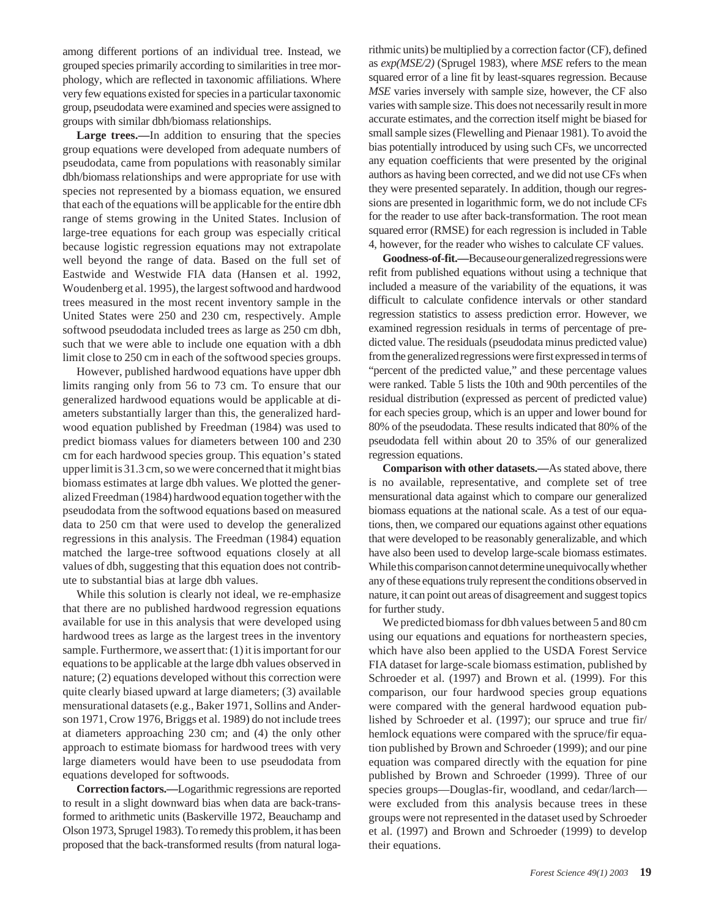among different portions of an individual tree. Instead, we grouped species primarily according to similarities in tree morphology, which are reflected in taxonomic affiliations. Where very few equations existed for species in a particular taxonomic group, pseudodata were examined and species were assigned to groups with similar dbh/biomass relationships.

**Large trees.—**In addition to ensuring that the species group equations were developed from adequate numbers of pseudodata, came from populations with reasonably similar dbh/biomass relationships and were appropriate for use with species not represented by a biomass equation, we ensured that each of the equations will be applicable for the entire dbh range of stems growing in the United States. Inclusion of large-tree equations for each group was especially critical because logistic regression equations may not extrapolate well beyond the range of data. Based on the full set of Eastwide and Westwide FIA data (Hansen et al. 1992, Woudenberg et al. 1995), the largest softwood and hardwood trees measured in the most recent inventory sample in the United States were 250 and 230 cm, respectively. Ample softwood pseudodata included trees as large as 250 cm dbh, such that we were able to include one equation with a dbh limit close to 250 cm in each of the softwood species groups.

However, published hardwood equations have upper dbh limits ranging only from 56 to 73 cm. To ensure that our generalized hardwood equations would be applicable at diameters substantially larger than this, the generalized hardwood equation published by Freedman (1984) was used to predict biomass values for diameters between 100 and 230 cm for each hardwood species group. This equation's stated upper limit is 31.3 cm, so we were concerned that it might bias biomass estimates at large dbh values. We plotted the generalized Freedman (1984) hardwood equation together with the pseudodata from the softwood equations based on measured data to 250 cm that were used to develop the generalized regressions in this analysis. The Freedman (1984) equation matched the large-tree softwood equations closely at all values of dbh, suggesting that this equation does not contribute to substantial bias at large dbh values.

While this solution is clearly not ideal, we re-emphasize that there are no published hardwood regression equations available for use in this analysis that were developed using hardwood trees as large as the largest trees in the inventory sample. Furthermore, we assert that: (1) it is important for our equations to be applicable at the large dbh values observed in nature; (2) equations developed without this correction were quite clearly biased upward at large diameters; (3) available mensurational datasets (e.g., Baker 1971, Sollins and Anderson 1971, Crow 1976, Briggs et al. 1989) do not include trees at diameters approaching 230 cm; and (4) the only other approach to estimate biomass for hardwood trees with very large diameters would have been to use pseudodata from equations developed for softwoods.

**Correction factors.—**Logarithmic regressions are reported to result in a slight downward bias when data are back-transformed to arithmetic units (Baskerville 1972, Beauchamp and Olson 1973, Sprugel 1983). To remedy this problem, it has been proposed that the back-transformed results (from natural logarithmic units) be multiplied by a correction factor (CF), defined as *exp(MSE/2)* (Sprugel 1983), where *MSE* refers to the mean squared error of a line fit by least-squares regression. Because *MSE* varies inversely with sample size, however, the CF also varies with sample size. This does not necessarily result in more accurate estimates, and the correction itself might be biased for small sample sizes (Flewelling and Pienaar 1981). To avoid the bias potentially introduced by using such CFs, we uncorrected any equation coefficients that were presented by the original authors as having been corrected, and we did not use CFs when they were presented separately. In addition, though our regressions are presented in logarithmic form, we do not include CFs for the reader to use after back-transformation. The root mean squared error (RMSE) for each regression is included in Table 4, however, for the reader who wishes to calculate CF values.

**Goodness-of-fit.—**Because our generalized regressions were refit from published equations without using a technique that included a measure of the variability of the equations, it was difficult to calculate confidence intervals or other standard regression statistics to assess prediction error. However, we examined regression residuals in terms of percentage of predicted value. The residuals (pseudodata minus predicted value) from the generalized regressions were first expressed in terms of "percent of the predicted value," and these percentage values were ranked. Table 5 lists the 10th and 90th percentiles of the residual distribution (expressed as percent of predicted value) for each species group, which is an upper and lower bound for 80% of the pseudodata. These results indicated that 80% of the pseudodata fell within about 20 to 35% of our generalized regression equations.

**Comparison with other datasets.—**As stated above, there is no available, representative, and complete set of tree mensurational data against which to compare our generalized biomass equations at the national scale. As a test of our equations, then, we compared our equations against other equations that were developed to be reasonably generalizable, and which have also been used to develop large-scale biomass estimates. While this comparison cannot determine unequivocally whether any of these equations truly represent the conditions observed in nature, it can point out areas of disagreement and suggest topics for further study.

We predicted biomass for dbh values between 5 and 80 cm using our equations and equations for northeastern species, which have also been applied to the USDA Forest Service FIA dataset for large-scale biomass estimation, published by Schroeder et al. (1997) and Brown et al. (1999). For this comparison, our four hardwood species group equations were compared with the general hardwood equation published by Schroeder et al. (1997); our spruce and true fir/hemlock equations were compared with the spruce/fir equation published by Brown and Schroeder (1999); and our pine equation was compared directly with the equation for pine published by Brown and Schroeder (1999). Three of our species groups—Douglas-fir, woodland, and cedar/larch—were excluded from this analysis because trees in these groups were not represented in the dataset used by Schroeder et al. (1997) and Brown and Schroeder (1999) to develop their equations.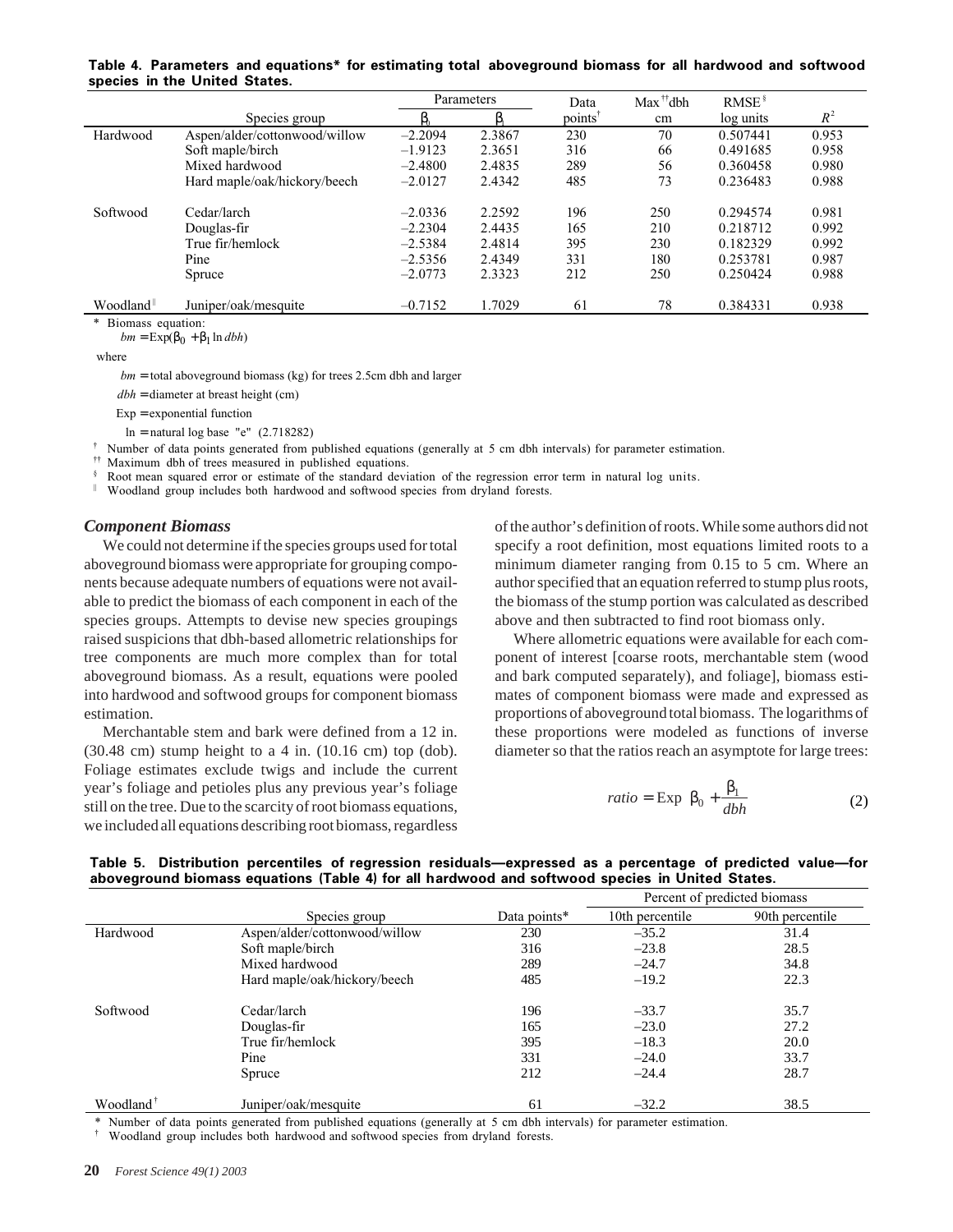**Table 4. Parameters and equations* for estimating total aboveground biomass for all hardwood and softwood species in the United States.**

| | Species group | Parameters $\beta_0$ | $\beta_1$ | Data points[†] | Max[††]dbh cm | RMSE[§] log units | $R^2$ |
|---|---|---|---|---|---|---|---|
| Hardwood | Aspen/alder/cottonwood/willow | −2.2094 | 2.3867 | 230 | 70 | 0.507441 | 0.953 |
| | Soft maple/birch | −1.9123 | 2.3651 | 316 | 66 | 0.491685 | 0.958 |
| | Mixed hardwood | −2.4800 | 2.4835 | 289 | 56 | 0.360458 | 0.980 |
| | Hard maple/oak/hickory/beech | −2.0127 | 2.4342 | 485 | 73 | 0.236483 | 0.988 |
| Softwood | Cedar/larch | −2.0336 | 2.2592 | 196 | 250 | 0.294574 | 0.981 |
| | Douglas-fir | −2.2304 | 2.4435 | 165 | 210 | 0.218712 | 0.992 |
| | True fir/hemlock | −2.5384 | 2.4814 | 395 | 230 | 0.182329 | 0.992 |
| | Pine | −2.5356 | 2.4349 | 331 | 180 | 0.253781 | 0.987 |
| | Spruce | −2.0773 | 2.3323 | 212 | 250 | 0.250424 | 0.988 |
| Woodland[‖] | Juniper/oak/mesquite | −0.7152 | 1.7029 | 61 | 78 | 0.384331 | 0.938 |

\* Biomass equation:

$bm = \text{Exp}(\beta_0 + \beta_1 \ln dbh)$

where

$bm$ = total aboveground biomass (kg) for trees 2.5cm dbh and larger

$dbh$ = diameter at breast height (cm)

Exp = exponential function

ln = natural log base "e" (2.718282)

[†] Number of data points generated from published equations (generally at 5 cm dbh intervals) for parameter estimation.

[††] Maximum dbh of trees measured in published equations.

[§] Root mean squared error or estimate of the standard deviation of the regression error term in natural log units.

[‖] Woodland group includes both hardwood and softwood species from dryland forests.

### Component Biomass

We could not determine if the species groups used for total aboveground biomass were appropriate for grouping components because adequate numbers of equations were not available to predict the biomass of each component in each of the species groups. Attempts to devise new species groupings raised suspicions that dbh-based allometric relationships for tree components are much more complex than for total aboveground biomass. As a result, equations were pooled into hardwood and softwood groups for component biomass estimation.

Merchantable stem and bark were defined from a 12 in. (30.48 cm) stump height to a 4 in. (10.16 cm) top (dob). Foliage estimates exclude twigs and include the current year's foliage and petioles plus any previous year's foliage still on the tree. Due to the scarcity of root biomass equations, we included all equations describing root biomass, regardless of the author's definition of roots. While some authors did not specify a root definition, most equations limited roots to a minimum diameter ranging from 0.15 to 5 cm. Where an author specified that an equation referred to stump plus roots, the biomass of the stump portion was calculated as described above and then subtracted to find root biomass only.

Where allometric equations were available for each component of interest [coarse roots, merchantable stem (wood and bark computed separately), and foliage], biomass estimates of component biomass were made and expressed as proportions of aboveground total biomass. The logarithms of these proportions were modeled as functions of inverse diameter so that the ratios reach an asymptote for large trees:

$$ratio = \text{Exp}\left(\beta_0 + \frac{\beta_1}{dbh}\right) \qquad (2)$$

**Table 5. Distribution percentiles of regression residuals—expressed as a percentage of predicted value—for aboveground biomass equations (Table 4) for all hardwood and softwood species in United States.**

| | Species group | Data points* | Percent of predicted biomass: 10th percentile | 90th percentile |
|---|---|---|---|---|
| Hardwood | Aspen/alder/cottonwood/willow | 230 | −35.2 | 31.4 |
| | Soft maple/birch | 316 | −23.8 | 28.5 |
| | Mixed hardwood | 289 | −24.7 | 34.8 |
| | Hard maple/oak/hickory/beech | 485 | −19.2 | 22.3 |
| Softwood | Cedar/larch | 196 | −33.7 | 35.7 |
| | Douglas-fir | 165 | −23.0 | 27.2 |
| | True fir/hemlock | 395 | −18.3 | 20.0 |
| | Pine | 331 | −24.0 | 33.7 |
| | Spruce | 212 | −24.4 | 28.7 |
| Woodland[†] | Juniper/oak/mesquite | 61 | −32.2 | 38.5 |

\* Number of data points generated from published equations (generally at 5 cm dbh intervals) for parameter estimation.

[†] Woodland group includes both hardwood and softwood species from dryland forests.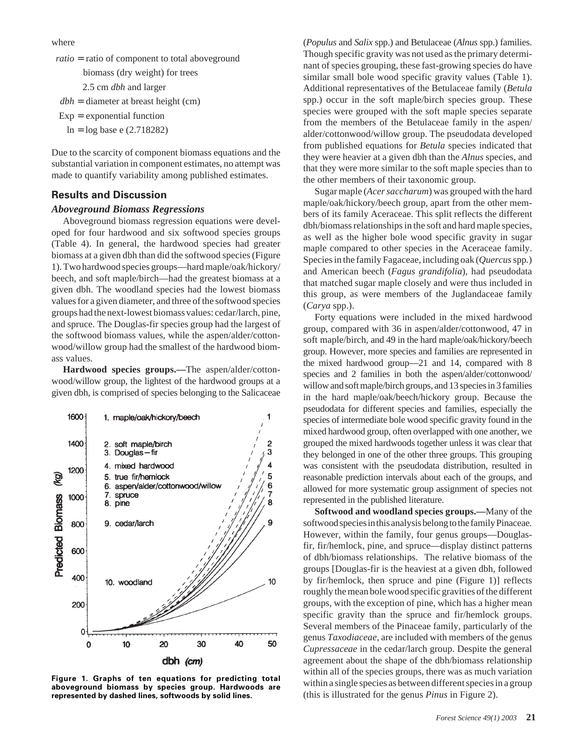where

$ratio$ = ratio of component to total aboveground biomass (dry weight) for trees 2.5 cm $dbh$ and larger

$dbh$ = diameter at breast height (cm)

Exp = exponential function

ln = log base e (2.718282)

Due to the scarcity of component biomass equations and the substantial variation in component estimates, no attempt was made to quantify variability among published estimates.

## Results and Discussion

### *Aboveground Biomass Regressions*

Aboveground biomass regression equations were developed for four hardwood and six softwood species groups (Table 4). In general, the hardwood species had greater biomass at a given dbh than did the softwood species (Figure 1). Two hardwood species groups—hard maple/oak/hickory/beech, and soft maple/birch—had the greatest biomass at a given dbh. The woodland species had the lowest biomass values for a given diameter, and three of the softwood species groups had the next-lowest biomass values: cedar/larch, pine, and spruce. The Douglas-fir species group had the largest of the softwood biomass values, while the aspen/alder/cottonwood/willow group had the smallest of the hardwood biomass values.

**Hardwood species groups.—**The aspen/alder/cottonwood/willow group, the lightest of the hardwood groups at a given dbh, is comprised of species belonging to the Salicaceae (*Populus* and *Salix* spp.) and Betulaceae (*Alnus* spp.) families. Though specific gravity was not used as the primary determinant of species grouping, these fast-growing species do have similar small bole wood specific gravity values (Table 1). Additional representatives of the Betulaceae family (*Betula* spp.) occur in the soft maple/birch species group. These species were grouped with the soft maple species separate from the members of the Betulaceae family in the aspen/alder/cottonwood/willow group. The pseudodata developed from published equations for *Betula* species indicated that they were heavier at a given dbh than the *Alnus* species, and that they were more similar to the soft maple species than to the other members of their taxonomic group.

**Figure 1. Graphs of ten equations for predicting total aboveground biomass by species group. Hardwoods are represented by dashed lines, softwoods by solid lines.**

Sugar maple (*Acer saccharum*) was grouped with the hard maple/oak/hickory/beech group, apart from the other members of its family Aceraceae. This split reflects the different dbh/biomass relationships in the soft and hard maple species, as well as the higher bole wood specific gravity in sugar maple compared to other species in the Aceraceae family. Species in the family Fagaceae, including oak (*Quercus* spp.) and American beech (*Fagus grandifolia*), had pseudodata that matched sugar maple closely and were thus included in this group, as were members of the Juglandaceae family (*Carya* spp.).

Forty equations were included in the mixed hardwood group, compared with 36 in aspen/alder/cottonwood, 47 in soft maple/birch, and 49 in the hard maple/oak/hickory/beech group. However, more species and families are represented in the mixed hardwood group—21 and 14, compared with 8 species and 2 families in both the aspen/alder/cottonwood/willow and soft maple/birch groups, and 13 species in 3 families in the hard maple/oak/beech/hickory group. Because the pseudodata for different species and families, especially the species of intermediate bole wood specific gravity found in the mixed hardwood group, often overlapped with one another, we grouped the mixed hardwoods together unless it was clear that they belonged in one of the other three groups. This grouping was consistent with the pseudodata distribution, resulted in reasonable prediction intervals about each of the groups, and allowed for more systematic group assignment of species not represented in the published literature.

**Softwood and woodland species groups.—**Many of the softwood species in this analysis belong to the family Pinaceae. However, within the family, four genus groups—Douglas-fir, fir/hemlock, pine, and spruce—display distinct patterns of dbh/biomass relationships. The relative biomass of the groups [Douglas-fir is the heaviest at a given dbh, followed by fir/hemlock, then spruce and pine (Figure 1)] reflects roughly the mean bole wood specific gravities of the different groups, with the exception of pine, which has a higher mean specific gravity than the spruce and fir/hemlock groups. Several members of the Pinaceae family, particularly of the genus *Taxodiaceae*, are included with members of the genus *Cupressaceae* in the cedar/larch group. Despite the general agreement about the shape of the dbh/biomass relationship within all of the species groups, there was as much variation within a single species as between different species in a group (this is illustrated for the genus *Pinus* in Figure 2).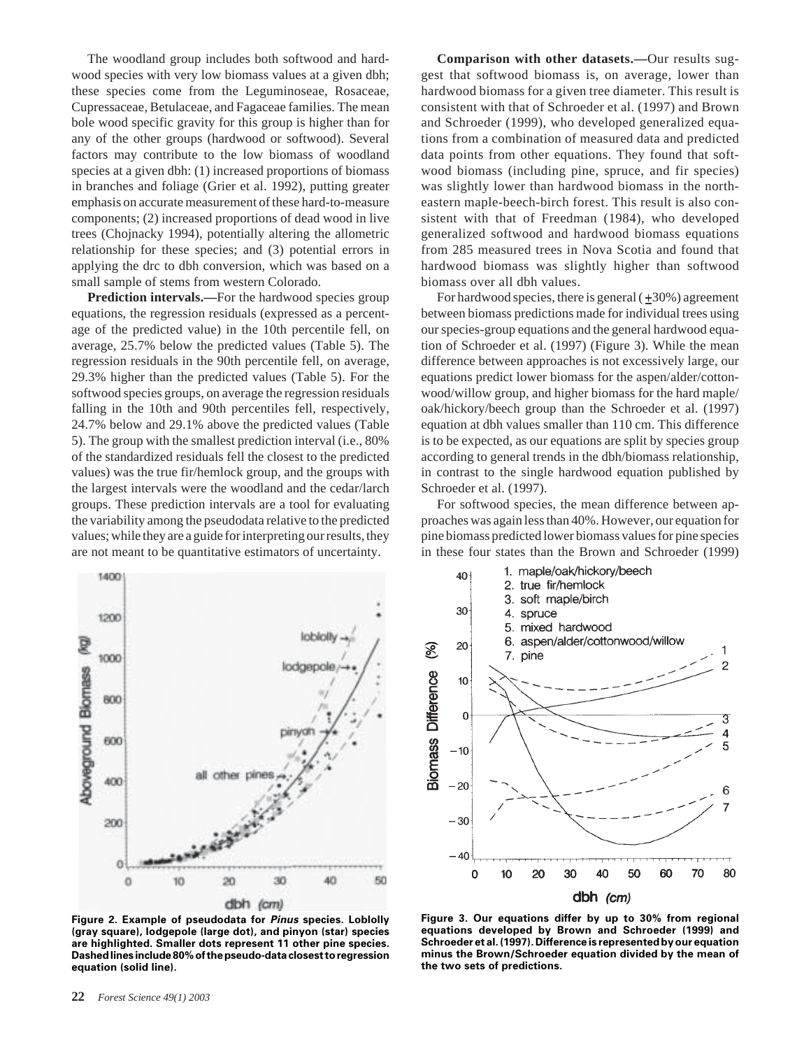The woodland group includes both softwood and hardwood species with very low biomass values at a given dbh; these species come from the Leguminoseae, Rosaceae, Cupressaceae, Betulaceae, and Fagaceae families. The mean bole wood specific gravity for this group is higher than for any of the other groups (hardwood or softwood). Several factors may contribute to the low biomass of woodland species at a given dbh: (1) increased proportions of biomass in branches and foliage (Grier et al. 1992), putting greater emphasis on accurate measurement of these hard-to-measure components; (2) increased proportions of dead wood in live trees (Chojnacky 1994), potentially altering the allometric relationship for these species; and (3) potential errors in applying the drc to dbh conversion, which was based on a small sample of stems from western Colorado.

**Prediction intervals.—**For the hardwood species group equations, the regression residuals (expressed as a percentage of the predicted value) in the 10th percentile fell, on average, 25.7% below the predicted values (Table 5). The regression residuals in the 90th percentile fell, on average, 29.3% higher than the predicted values (Table 5). For the softwood species groups, on average the regression residuals falling in the 10th and 90th percentiles fell, respectively, 24.7% below and 29.1% above the predicted values (Table 5). The group with the smallest prediction interval (i.e., 80% of the standardized residuals fell the closest to the predicted values) was the true fir/hemlock group, and the groups with the largest intervals were the woodland and the cedar/larch groups. These prediction intervals are a tool for evaluating the variability among the pseudodata relative to the predicted values; while they are a guide for interpreting our results, they are not meant to be quantitative estimators of uncertainty.

**Comparison with other datasets.—**Our results suggest that softwood biomass is, on average, lower than hardwood biomass for a given tree diameter. This result is consistent with that of Schroeder et al. (1997) and Brown and Schroeder (1999), who developed generalized equations from a combination of measured data and predicted data points from other equations. They found that softwood biomass (including pine, spruce, and fir species) was slightly lower than hardwood biomass in the northeastern maple-beech-birch forest. This result is also consistent with that of Freedman (1984), who developed generalized softwood and hardwood biomass equations from 285 measured trees in Nova Scotia and found that hardwood biomass was slightly higher than softwood biomass over all dbh values.

For hardwood species, there is general (±30%) agreement between biomass predictions made for individual trees using our species-group equations and the general hardwood equation of Schroeder et al. (1997) (Figure 3). While the mean difference between approaches is not excessively large, our equations predict lower biomass for the aspen/alder/cottonwood/willow group, and higher biomass for the hard maple/oak/hickory/beech group than the Schroeder et al. (1997) equation at dbh values smaller than 110 cm. This difference is to be expected, as our equations are split by species group according to general trends in the dbh/biomass relationship, in contrast to the single hardwood equation published by Schroeder et al. (1997).

For softwood species, the mean difference between approaches was again less than 40%. However, our equation for pine biomass predicted lower biomass values for pine species in these four states than the Brown and Schroeder (1999)

**Figure 2. Example of pseudodata for *Pinus* species. Loblolly (gray square), lodgepole (large dot), and pinyon (star) species are highlighted. Smaller dots represent 11 other pine species. Dashed lines include 80% of the pseudo-data closest to regression equation (solid line).**

**Figure 3. Our equations differ by up to 30% from regional equations developed by Brown and Schroeder (1999) and Schroeder et al. (1997). Difference is represented by our equation minus the Brown/Schroeder equation divided by the mean of the two sets of predictions.**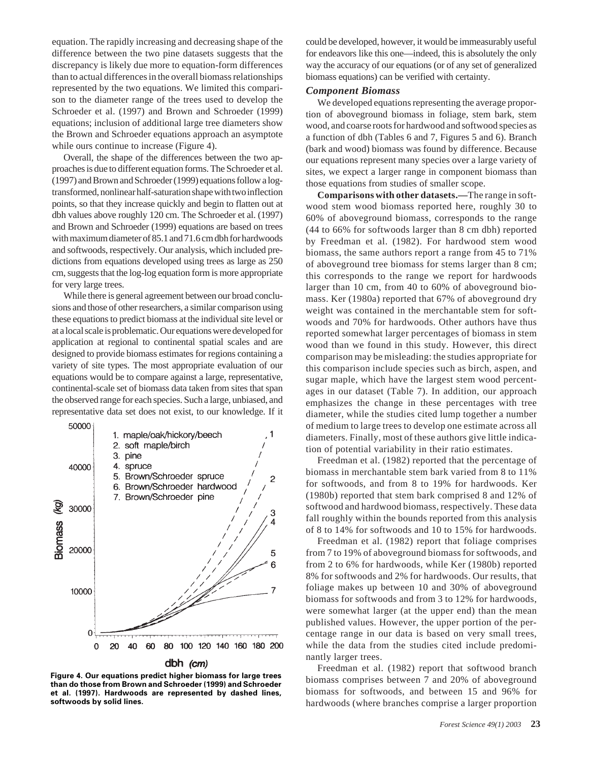equation. The rapidly increasing and decreasing shape of the difference between the two pine datasets suggests that the discrepancy is likely due more to equation-form differences than to actual differences in the overall biomass relationships represented by the two equations. We limited this comparison to the diameter range of the trees used to develop the Schroeder et al. (1997) and Brown and Schroeder (1999) equations; inclusion of additional large tree diameters show the Brown and Schroeder equations approach an asymptote while ours continue to increase (Figure 4).

Overall, the shape of the differences between the two approaches is due to different equation forms. The Schroeder et al. (1997) and Brown and Schroeder (1999) equations follow a log-transformed, nonlinear half-saturation shape with two inflection points, so that they increase quickly and begin to flatten out at dbh values above roughly 120 cm. The Schroeder et al. (1997) and Brown and Schroeder (1999) equations are based on trees with maximum diameter of 85.1 and 71.6 cm dbh for hardwoods and softwoods, respectively. Our analysis, which included predictions from equations developed using trees as large as 250 cm, suggests that the log-log equation form is more appropriate for very large trees.

While there is general agreement between our broad conclusions and those of other researchers, a similar comparison using these equations to predict biomass at the individual site level or at a local scale is problematic. Our equations were developed for application at regional to continental spatial scales and are designed to provide biomass estimates for regions containing a variety of site types. The most appropriate evaluation of our equations would be to compare against a large, representative, continental-scale set of biomass data taken from sites that span the observed range for each species. Such a large, unbiased, and representative data set does not exist, to our knowledge. If it could be developed, however, it would be immeasurably useful for endeavors like this one—indeed, this is absolutely the only way the accuracy of our equations (or of any set of generalized biomass equations) can be verified with certainty.

**Figure 4. Our equations predict higher biomass for large trees than do those from Brown and Schroeder (1999) and Schroeder et al. (1997). Hardwoods are represented by dashed lines, softwoods by solid lines.**

### *Component Biomass*

We developed equations representing the average proportion of aboveground biomass in foliage, stem bark, stem wood, and coarse roots for hardwood and softwood species as a function of dbh (Tables 6 and 7, Figures 5 and 6). Branch (bark and wood) biomass was found by difference. Because our equations represent many species over a large variety of sites, we expect a larger range in component biomass than those equations from studies of smaller scope.

**Comparisons with other datasets.—**The range in softwood stem wood biomass reported here, roughly 30 to 60% of aboveground biomass, corresponds to the range (44 to 66% for softwoods larger than 8 cm dbh) reported by Freedman et al. (1982). For hardwood stem wood biomass, the same authors report a range from 45 to 71% of aboveground tree biomass for stems larger than 8 cm; this corresponds to the range we report for hardwoods larger than 10 cm, from 40 to 60% of aboveground biomass. Ker (1980a) reported that 67% of aboveground dry weight was contained in the merchantable stem for softwoods and 70% for hardwoods. Other authors have thus reported somewhat larger percentages of biomass in stem wood than we found in this study. However, this direct comparison may be misleading: the studies appropriate for this comparison include species such as birch, aspen, and sugar maple, which have the largest stem wood percentages in our dataset (Table 7). In addition, our approach emphasizes the change in these percentages with tree diameter, while the studies cited lump together a number of medium to large trees to develop one estimate across all diameters. Finally, most of these authors give little indication of potential variability in their ratio estimates.

Freedman et al. (1982) reported that the percentage of biomass in merchantable stem bark varied from 8 to 11% for softwoods, and from 8 to 19% for hardwoods. Ker (1980b) reported that stem bark comprised 8 and 12% of softwood and hardwood biomass, respectively. These data fall roughly within the bounds reported from this analysis of 8 to 14% for softwoods and 10 to 15% for hardwoods.

Freedman et al. (1982) report that foliage comprises from 7 to 19% of aboveground biomass for softwoods, and from 2 to 6% for hardwoods, while Ker (1980b) reported 8% for softwoods and 2% for hardwoods. Our results, that foliage makes up between 10 and 30% of aboveground biomass for softwoods and from 3 to 12% for hardwoods, were somewhat larger (at the upper end) than the mean published values. However, the upper portion of the percentage range in our data is based on very small trees, while the data from the studies cited include predominantly larger trees.

Freedman et al. (1982) report that softwood branch biomass comprises between 7 and 20% of aboveground biomass for softwoods, and between 15 and 96% for hardwoods (where branches comprise a larger proportion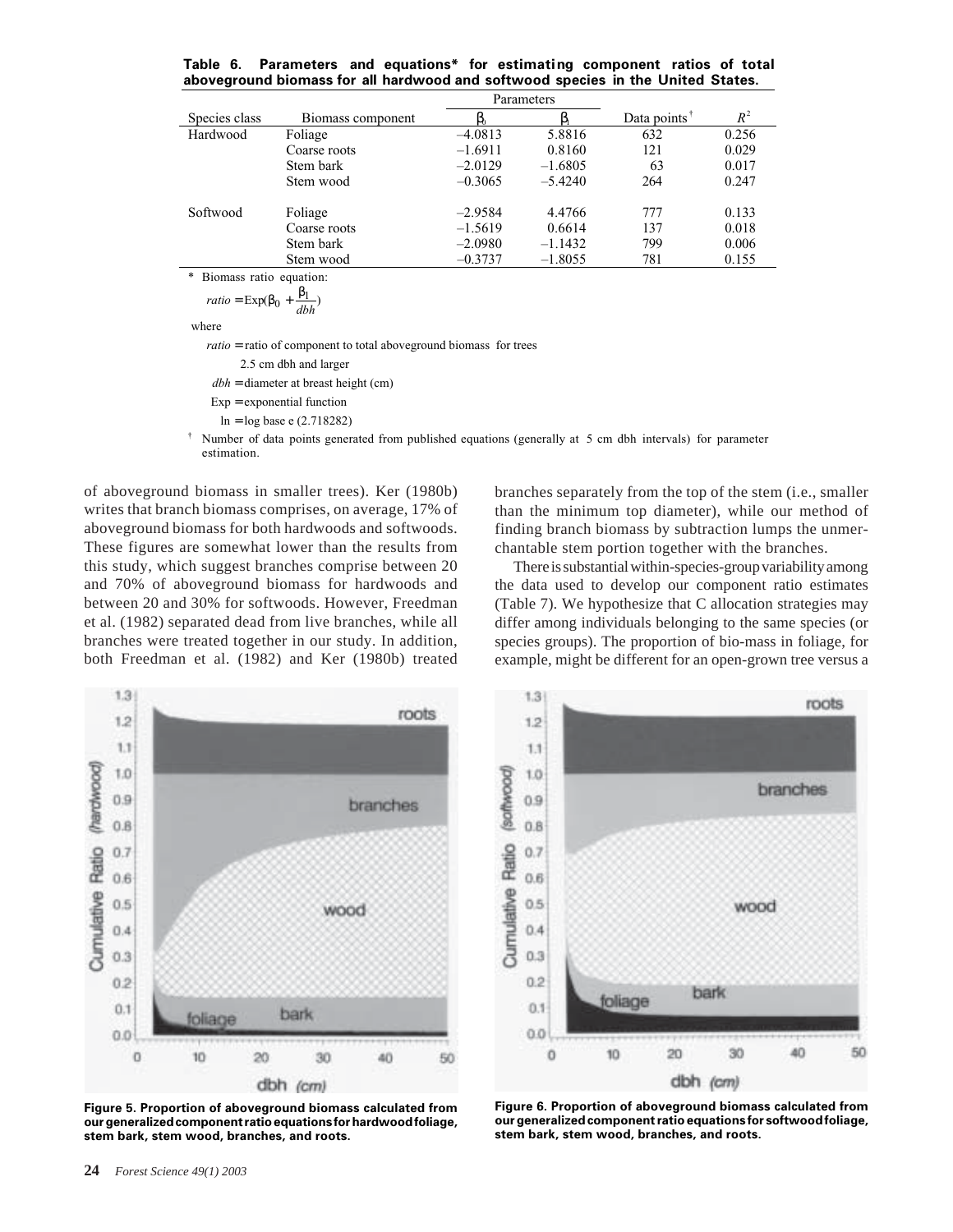**Table 6. Parameters and equations* for estimating component ratios of total aboveground biomass for all hardwood and softwood species in the United States.**

| Species class | Biomass component | Parameters | | Data points[†] | $R^2$ |
|---|---|---|---|---|---|
| | | $\beta_0$ | $\beta_1$ | | |
| Hardwood | Foliage | –4.0813 | 5.8816 | 632 | 0.256 |
| | Coarse roots | –1.6911 | 0.8160 | 121 | 0.029 |
| | Stem bark | –2.0129 | –1.6805 | 63 | 0.017 |
| | Stem wood | –0.3065 | –5.4240 | 264 | 0.247 |
| Softwood | Foliage | –2.9584 | 4.4766 | 777 | 0.133 |
| | Coarse roots | –1.5619 | 0.6614 | 137 | 0.018 |
| | Stem bark | –2.0980 | –1.1432 | 799 | 0.006 |
| | Stem wood | –0.3737 | –1.8055 | 781 | 0.155 |

\* Biomass ratio equation:

$$ratio = \text{Exp}(\beta_0 + \frac{\beta_1}{dbh})$$

where

*ratio* = ratio of component to total aboveground biomass for trees 2.5 cm dbh and larger

*dbh* = diameter at breast height (cm)

Exp = exponential function

ln = log base e (2.718282)

[†] Number of data points generated from published equations (generally at 5 cm dbh intervals) for parameter estimation.

of aboveground biomass in smaller trees). Ker (1980b) writes that branch biomass comprises, on average, 17% of aboveground biomass for both hardwoods and softwoods. These figures are somewhat lower than the results from this study, which suggest branches comprise between 20 and 70% of aboveground biomass for hardwoods and between 20 and 30% for softwoods. However, Freedman et al. (1982) separated dead from live branches, while all branches were treated together in our study. In addition, both Freedman et al. (1982) and Ker (1980b) treated branches separately from the top of the stem (i.e., smaller than the minimum top diameter), while our method of finding branch biomass by subtraction lumps the unmerchantable stem portion together with the branches.

There is substantial within-species-group variability among the data used to develop our component ratio estimates (Table 7). We hypothesize that C allocation strategies may differ among individuals belonging to the same species (or species groups). The proportion of bio-mass in foliage, for example, might be different for an open-grown tree versus a

**Figure 5. Proportion of aboveground biomass calculated from our generalized component ratio equations for hardwood foliage, stem bark, stem wood, branches, and roots.**

**Figure 6. Proportion of aboveground biomass calculated from our generalized component ratio equations for softwood foliage, stem bark, stem wood, branches, and roots.**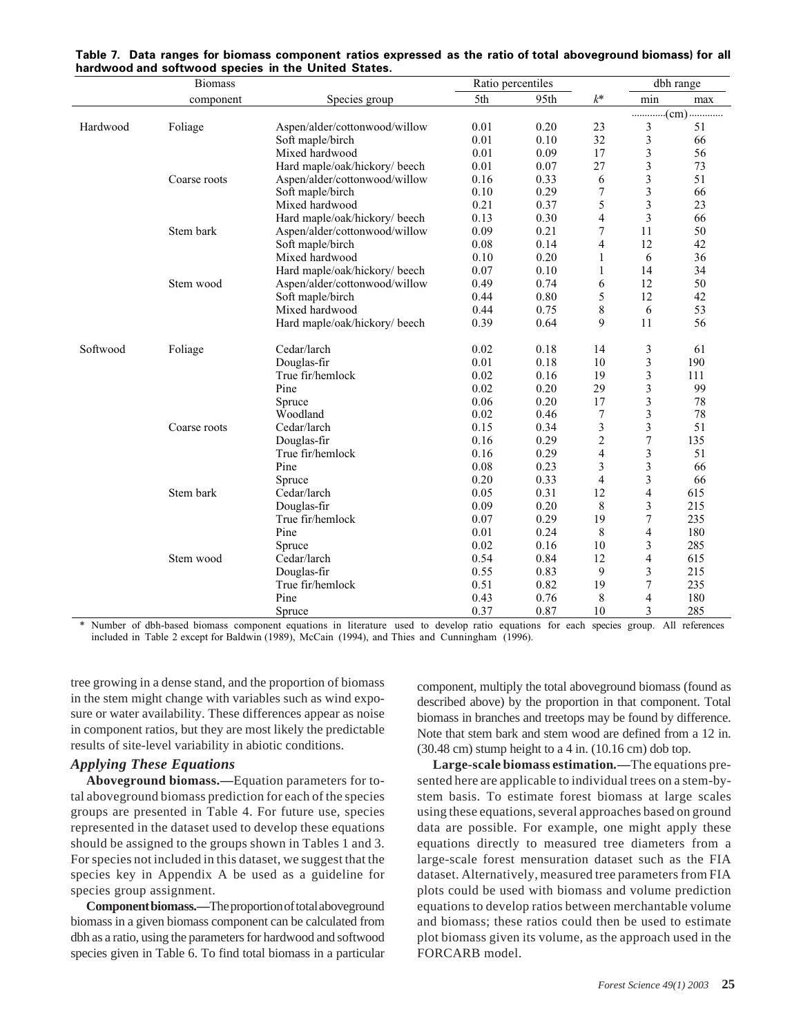**Table 7. Data ranges for biomass component ratios expressed as the ratio of total aboveground biomass) for all hardwood and softwood species in the United States.**

| | Biomass component | Species group | Ratio percentiles 5th | 95th | $k$* | dbh range min | max |
|---|---|---|---|---|---|---|---|
| | | | | | | ............(cm)............ | |
| Hardwood | Foliage | Aspen/alder/cottonwood/willow | 0.01 | 0.20 | 23 | 3 | 51 |
| | | Soft maple/birch | 0.01 | 0.10 | 32 | 3 | 66 |
| | | Mixed hardwood | 0.01 | 0.09 | 17 | 3 | 56 |
| | | Hard maple/oak/hickory/ beech | 0.01 | 0.07 | 27 | 3 | 73 |
| | Coarse roots | Aspen/alder/cottonwood/willow | 0.16 | 0.33 | 6 | 3 | 51 |
| | | Soft maple/birch | 0.10 | 0.29 | 7 | 3 | 66 |
| | | Mixed hardwood | 0.21 | 0.37 | 5 | 3 | 23 |
| | | Hard maple/oak/hickory/ beech | 0.13 | 0.30 | 4 | 3 | 66 |
| | Stem bark | Aspen/alder/cottonwood/willow | 0.09 | 0.21 | 7 | 11 | 50 |
| | | Soft maple/birch | 0.08 | 0.14 | 4 | 12 | 42 |
| | | Mixed hardwood | 0.10 | 0.20 | 1 | 6 | 36 |
| | | Hard maple/oak/hickory/ beech | 0.07 | 0.10 | 1 | 14 | 34 |
| | Stem wood | Aspen/alder/cottonwood/willow | 0.49 | 0.74 | 6 | 12 | 50 |
| | | Soft maple/birch | 0.44 | 0.80 | 5 | 12 | 42 |
| | | Mixed hardwood | 0.44 | 0.75 | 8 | 6 | 53 |
| | | Hard maple/oak/hickory/ beech | 0.39 | 0.64 | 9 | 11 | 56 |
| Softwood | Foliage | Cedar/larch | 0.02 | 0.18 | 14 | 3 | 61 |
| | | Douglas-fir | 0.01 | 0.18 | 10 | 3 | 190 |
| | | True fir/hemlock | 0.02 | 0.16 | 19 | 3 | 111 |
| | | Pine | 0.02 | 0.20 | 29 | 3 | 99 |
| | | Spruce | 0.06 | 0.20 | 17 | 3 | 78 |
| | | Woodland | 0.02 | 0.46 | 7 | 3 | 78 |
| | Coarse roots | Cedar/larch | 0.15 | 0.34 | 3 | 3 | 51 |
| | | Douglas-fir | 0.16 | 0.29 | 2 | 7 | 135 |
| | | True fir/hemlock | 0.16 | 0.29 | 4 | 3 | 51 |
| | | Pine | 0.08 | 0.23 | 3 | 3 | 66 |
| | | Spruce | 0.20 | 0.33 | 4 | 3 | 66 |
| | Stem bark | Cedar/larch | 0.05 | 0.31 | 12 | 4 | 615 |
| | | Douglas-fir | 0.09 | 0.20 | 8 | 3 | 215 |
| | | True fir/hemlock | 0.07 | 0.29 | 19 | 7 | 235 |
| | | Pine | 0.01 | 0.24 | 8 | 4 | 180 |
| | | Spruce | 0.02 | 0.16 | 10 | 3 | 285 |
| | Stem wood | Cedar/larch | 0.54 | 0.84 | 12 | 4 | 615 |
| | | Douglas-fir | 0.55 | 0.83 | 9 | 3 | 215 |
| | | True fir/hemlock | 0.51 | 0.82 | 19 | 7 | 235 |
| | | Pine | 0.43 | 0.76 | 8 | 4 | 180 |
| | | Spruce | 0.37 | 0.87 | 10 | 3 | 285 |

\* Number of dbh-based biomass component equations in literature used to develop ratio equations for each species group. All references included in Table 2 except for Baldwin (1989), McCain (1994), and Thies and Cunningham (1996).

tree growing in a dense stand, and the proportion of biomass in the stem might change with variables such as wind exposure or water availability. These differences appear as noise in component ratios, but they are most likely the predictable results of site-level variability in abiotic conditions.

### *Applying These Equations*

**Aboveground biomass.—**Equation parameters for total aboveground biomass prediction for each of the species groups are presented in Table 4. For future use, species represented in the dataset used to develop these equations should be assigned to the groups shown in Tables 1 and 3. For species not included in this dataset, we suggest that the species key in Appendix A be used as a guideline for species group assignment.

**Component biomass.—**The proportion of total aboveground biomass in a given biomass component can be calculated from dbh as a ratio, using the parameters for hardwood and softwood species given in Table 6. To find total biomass in a particular component, multiply the total aboveground biomass (found as described above) by the proportion in that component. Total biomass in branches and treetops may be found by difference. Note that stem bark and stem wood are defined from a 12 in. (30.48 cm) stump height to a 4 in. (10.16 cm) dob top.

**Large-scale biomass estimation.—**The equations presented here are applicable to individual trees on a stem-by-stem basis. To estimate forest biomass at large scales using these equations, several approaches based on ground data are possible. For example, one might apply these equations directly to measured tree diameters from a large-scale forest mensuration dataset such as the FIA dataset. Alternatively, measured tree parameters from FIA plots could be used with biomass and volume prediction equations to develop ratios between merchantable volume and biomass; these ratios could then be used to estimate plot biomass given its volume, as the approach used in the FORCARB model.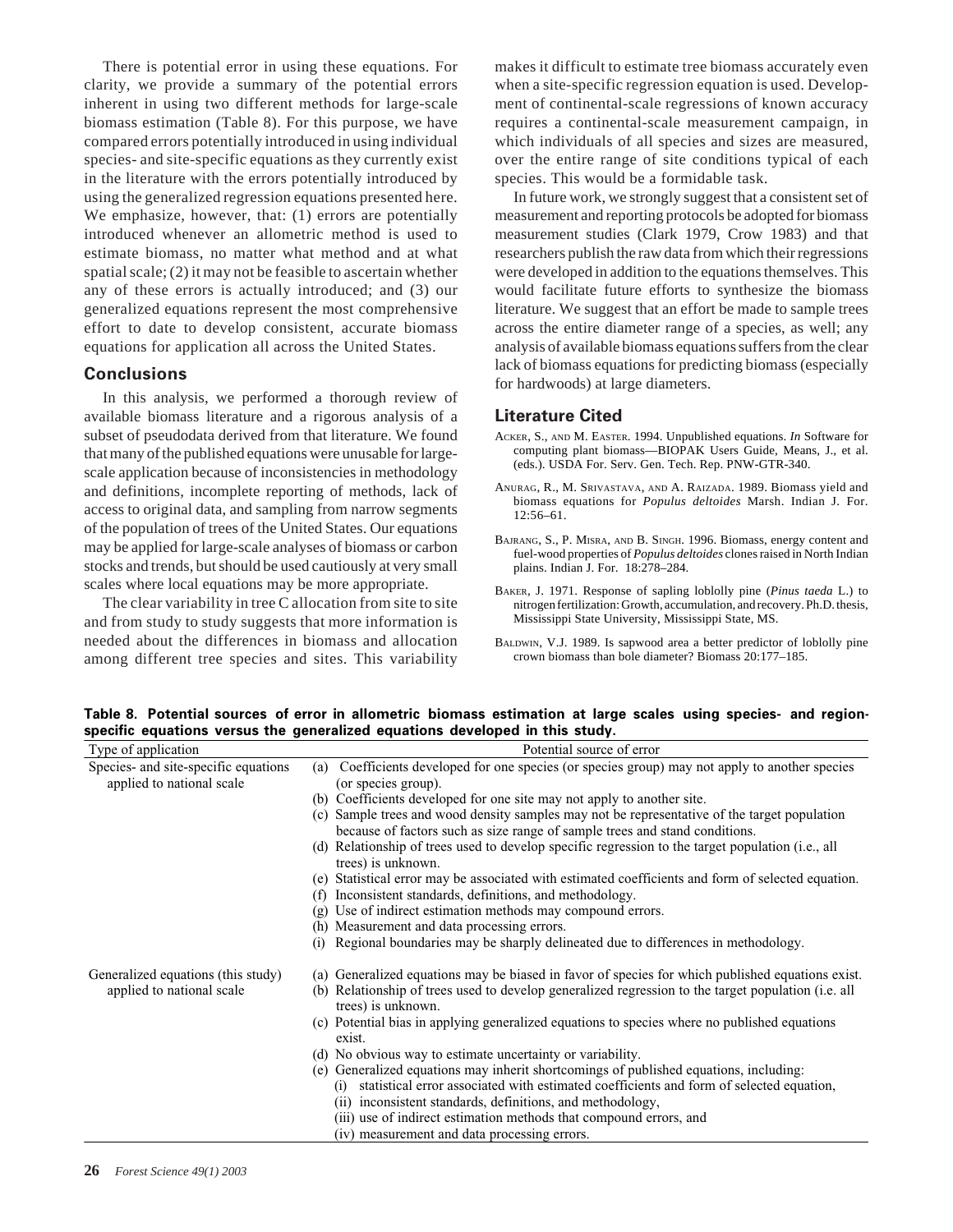There is potential error in using these equations. For clarity, we provide a summary of the potential errors inherent in using two different methods for large-scale biomass estimation (Table 8). For this purpose, we have compared errors potentially introduced in using individual species- and site-specific equations as they currently exist in the literature with the errors potentially introduced by using the generalized regression equations presented here. We emphasize, however, that: (1) errors are potentially introduced whenever an allometric method is used to estimate biomass, no matter what method and at what spatial scale; (2) it may not be feasible to ascertain whether any of these errors is actually introduced; and (3) our generalized equations represent the most comprehensive effort to date to develop consistent, accurate biomass equations for application all across the United States.

## Conclusions

In this analysis, we performed a thorough review of available biomass literature and a rigorous analysis of a subset of pseudodata derived from that literature. We found that many of the published equations were unusable for large-scale application because of inconsistencies in methodology and definitions, incomplete reporting of methods, lack of access to original data, and sampling from narrow segments of the population of trees of the United States. Our equations may be applied for large-scale analyses of biomass or carbon stocks and trends, but should be used cautiously at very small scales where local equations may be more appropriate.

The clear variability in tree C allocation from site to site and from study to study suggests that more information is needed about the differences in biomass and allocation among different tree species and sites. This variability makes it difficult to estimate tree biomass accurately even when a site-specific regression equation is used. Development of continental-scale regressions of known accuracy requires a continental-scale measurement campaign, in which individuals of all species and sizes are measured, over the entire range of site conditions typical of each species. This would be a formidable task.

In future work, we strongly suggest that a consistent set of measurement and reporting protocols be adopted for biomass measurement studies (Clark 1979, Crow 1983) and that researchers publish the raw data from which their regressions were developed in addition to the equations themselves. This would facilitate future efforts to synthesize the biomass literature. We suggest that an effort be made to sample trees across the entire diameter range of a species, as well; any analysis of available biomass equations suffers from the clear lack of biomass equations for predicting biomass (especially for hardwoods) at large diameters.

## Literature Cited

ACKER, S., AND M. EASTER. 1994. Unpublished equations. *In* Software for computing plant biomass—BIOPAK Users Guide, Means, J., et al. (eds.). USDA For. Serv. Gen. Tech. Rep. PNW-GTR-340.

ANURAG, R., M. SRIVASTAVA, AND A. RAIZADA. 1989. Biomass yield and biomass equations for *Populus deltoides* Marsh. Indian J. For. 12:56–61.

BAJRANG, S., P. MISRA, AND B. SINGH. 1996. Biomass, energy content and fuel-wood properties of *Populus deltoides* clones raised in North Indian plains. Indian J. For. 18:278–284.

BAKER, J. 1971. Response of sapling loblolly pine (*Pinus taeda* L.) to nitrogen fertilization: Growth, accumulation, and recovery. Ph.D. thesis, Mississippi State University, Mississippi State, MS.

BALDWIN, V.J. 1989. Is sapwood area a better predictor of loblolly pine crown biomass than bole diameter? Biomass 20:177–185.

**Table 8. Potential sources of error in allometric biomass estimation at large scales using species- and region-specific equations versus the generalized equations developed in this study.**

| Type of application | Potential source of error |
|---|---|
| Species- and site-specific equations applied to national scale | (a) Coefficients developed for one species (or species group) may not apply to another species (or species group). |
| | (b) Coefficients developed for one site may not apply to another site. |
| | (c) Sample trees and wood density samples may not be representative of the target population because of factors such as size range of sample trees and stand conditions. |
| | (d) Relationship of trees used to develop specific regression to the target population (i.e., all trees) is unknown. |
| | (e) Statistical error may be associated with estimated coefficients and form of selected equation. |
| | (f) Inconsistent standards, definitions, and methodology. |
| | (g) Use of indirect estimation methods may compound errors. |
| | (h) Measurement and data processing errors. |
| | (i) Regional boundaries may be sharply delineated due to differences in methodology. |
| Generalized equations (this study) applied to national scale | (a) Generalized equations may be biased in favor of species for which published equations exist. |
| | (b) Relationship of trees used to develop generalized regression to the target population (i.e. all trees) is unknown. |
| | (c) Potential bias in applying generalized equations to species where no published equations exist. |
| | (d) No obvious way to estimate uncertainty or variability. |
| | (e) Generalized equations may inherit shortcomings of published equations, including: |
| | (i) statistical error associated with estimated coefficients and form of selected equation, |
| | (ii) inconsistent standards, definitions, and methodology, |
| | (iii) use of indirect estimation methods that compound errors, and |
| | (iv) measurement and data processing errors. |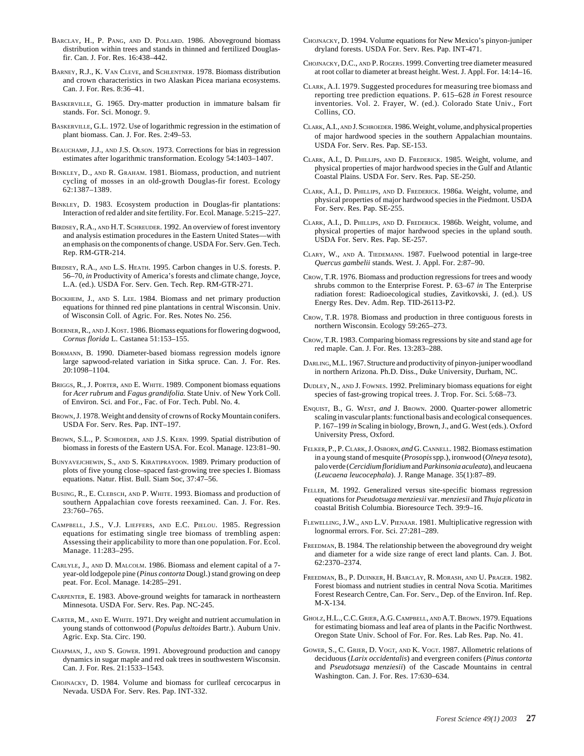Barclay, H., P. Pang, and D. Pollard. 1986. Aboveground biomass distribution within trees and stands in thinned and fertilized Douglas-fir. Can. J. For. Res. 16:438–442.

Barney, R.J., K. Van Cleve, and Schlentner. 1978. Biomass distribution and crown characteristics in two Alaskan Picea mariana ecosystems. Can. J. For. Res. 8:36–41.

Baskerville, G. 1965. Dry-matter production in immature balsam fir stands. For. Sci. Monogr. 9.

Baskerville, G.L. 1972. Use of logarithmic regression in the estimation of plant biomass. Can. J. For. Res. 2:49–53.

Beauchamp, J.J., and J.S. Olson. 1973. Corrections for bias in regression estimates after logarithmic transformation. Ecology 54:1403–1407.

Binkley, D., and R. Graham. 1981. Biomass, production, and nutrient cycling of mosses in an old-growth Douglas-fir forest. Ecology 62:1387–1389.

Binkley, D. 1983. Ecosystem production in Douglas-fir plantations: Interaction of red alder and site fertility. For. Ecol. Manage. 5:215–227.

Birdsey, R.A., and H.T. Schreuder. 1992. An overview of forest inventory and analysis estimation procedures in the Eastern United States—with an emphasis on the components of change. USDA For. Serv. Gen. Tech. Rep. RM-GTR-214.

Birdsey, R.A., and L.S. Heath. 1995. Carbon changes in U.S. forests. P. 56–70, *in* Productivity of America's forests and climate change, Joyce, L.A. (ed.). USDA For. Serv. Gen. Tech. Rep. RM-GTR-271.

Bockheim, J., and S. Lee. 1984. Biomass and net primary production equations for thinned red pine plantations in central Wisconsin. Univ. of Wisconsin Coll. of Agric. For. Res. Notes No. 256.

Boerner, R., and J. Kost. 1986. Biomass equations for flowering dogwood, *Cornus florida* L. Castanea 51:153–155.

Bormann, B. 1990. Diameter-based biomass regression models ignore large sapwood-related variation in Sitka spruce. Can. J. For. Res. 20:1098–1104.

Briggs, R., J. Porter, and E. White. 1989. Component biomass equations for *Acer rubrum* and *Fagus grandifolia.* State Univ. of New York Coll. of Environ. Sci. and For., Fac. of For. Tech. Publ. No. 4.

Brown, J. 1978. Weight and density of crowns of Rocky Mountain conifers. USDA For. Serv. Res. Pap. INT–197.

Brown, S.L., P. Schroeder, and J.S. Kern. 1999. Spatial distribution of biomass in forests of the Eastern USA. For. Ecol. Manage. 123:81–90.

Bunyavejchewin, S., and S. Kiratiprayoon. 1989. Primary production of plots of five young close–spaced fast-growing tree species I. Biomass equations. Natur. Hist. Bull. Siam Soc, 37:47–56.

Busing, R., E. Clebsch, and P. White. 1993. Biomass and production of southern Appalachian cove forests reexamined. Can. J. For. Res. 23:760–765.

Campbell, J.S., V.J. Lieffers, and E.C. Pielou. 1985. Regression equations for estimating single tree biomass of trembling aspen: Assessing their applicability to more than one population. For. Ecol. Manage. 11:283–295.

Carlyle, J., and D. Malcolm. 1986. Biomass and element capital of a 7-year-old lodgepole pine (*Pinus contorta* Dougl.) stand growing on deep peat. For. Ecol. Manage. 14:285–291.

Carpenter, E. 1983. Above-ground weights for tamarack in northeastern Minnesota. USDA For. Serv. Res. Pap. NC-245.

Carter, M., and E. White. 1971. Dry weight and nutrient accumulation in young stands of cottonwood (*Populus deltoides* Bartr.). Auburn Univ. Agric. Exp. Sta. Circ. 190.

Chapman, J., and S. Gower. 1991. Aboveground production and canopy dynamics in sugar maple and red oak trees in southwestern Wisconsin. Can. J. For. Res. 21:1533–1543.

Chojnacky, D. 1984. Volume and biomass for curlleaf cercocarpus in Nevada. USDA For. Serv. Res. Pap. INT-332.

Chojnacky, D. 1994. Volume equations for New Mexico's pinyon-juniper dryland forests. USDA For. Serv. Res. Pap. INT-471.

Chojnacky, D.C., and P. Rogers. 1999. Converting tree diameter measured at root collar to diameter at breast height. West. J. Appl. For. 14:14–16.

Clark, A.I. 1979. Suggested procedures for measuring tree biomass and reporting tree prediction equations. P. 615–628 *in* Forest resource inventories. Vol. 2. Frayer, W. (ed.). Colorado State Univ., Fort Collins, CO.

Clark, A.I., and J. Schroeder. 1986. Weight, volume, and physical properties of major hardwood species in the southern Appalachian mountains. USDA For. Serv. Res. Pap. SE-153.

Clark, A.I., D. Phillips, and D. Frederick. 1985. Weight, volume, and physical properties of major hardwood species in the Gulf and Atlantic Coastal Plains. USDA For. Serv. Res. Pap. SE-250.

Clark, A.I., D. Phillips, and D. Frederick. 1986a. Weight, volume, and physical properties of major hardwood species in the Piedmont. USDA For. Serv. Res. Pap. SE-255.

Clark, A.I., D. Phillips, and D. Frederick. 1986b. Weight, volume, and physical properties of major hardwood species in the upland south. USDA For. Serv. Res. Pap. SE-257.

Clary, W., and A. Tiedemann. 1987. Fuelwood potential in large-tree *Quercus gambelii* stands. West. J. Appl. For. 2:87–90.

Crow, T.R. 1976. Biomass and production regressions for trees and woody shrubs common to the Enterprise Forest. P. 63–67 *in* The Enterprise radiation forest: Radioecological studies, Zavitkovski, J. (ed.). US Energy Res. Dev. Adm. Rep. TID-26113-P2.

Crow, T.R. 1978. Biomass and production in three contiguous forests in northern Wisconsin. Ecology 59:265–273.

Crow, T.R. 1983. Comparing biomass regressions by site and stand age for red maple. Can. J. For. Res. 13:283–288.

Darling, M.L. 1967. Structure and productivity of pinyon-juniper woodland in northern Arizona. Ph.D. Diss., Duke University, Durham, NC.

Dudley, N., and J. Fownes. 1992. Preliminary biomass equations for eight species of fast-growing tropical trees. J. Trop. For. Sci. 5:68–73.

Enquist, B., G. West, *and* J. Brown. 2000. Quarter-power allometric scaling in vascular plants: functional basis and ecological consequences. P. 167–199 *in* Scaling in biology, Brown, J., and G. West (eds.). Oxford University Press, Oxford.

Felker, P., P. Clark, J. Osborn, *and* G. Cannell. 1982. Biomass estimation in a young stand of mesquite (*Prosopis* spp.), ironwood (*Olneya tesota*), palo verde (*Cercidium floridium* and *Parkinsonia aculeata*), and leucaena (*Leucaena leucocephala*). J. Range Manage. 35(1):87–89.

Feller, M. 1992. Generalized versus site-specific biomass regression equations for *Pseudotsuga menziesii* var. *menziesii* and *Thuja plicata* in coastal British Columbia. Bioresource Tech. 39:9–16.

Flewelling, J.W., and L.V. Pienaar. 1981. Multiplicative regression with lognormal errors. For. Sci. 27:281–289.

Freedman, B. 1984. The relationship between the aboveground dry weight and diameter for a wide size range of erect land plants. Can. J. Bot. 62:2370–2374.

Freedman, B., P. Duinker, H. Barclay, R. Morash, and U. Prager. 1982. Forest biomass and nutrient studies in central Nova Scotia. Maritimes Forest Research Centre, Can. For. Serv., Dep. of the Environ. Inf. Rep. M-X-134.

Gholz, H.L., C.C. Grier, A.G. Campbell, and A.T. Brown. 1979. Equations for estimating biomass and leaf area of plants in the Pacific Northwest. Oregon State Univ. School of For. For. Res. Lab Res. Pap. No. 41.

Gower, S., C. Grier, D. Vogt, and K. Vogt. 1987. Allometric relations of deciduous (*Larix occidentalis*) and evergreen conifers (*Pinus contorta* and *Pseudotsuga menziesii*) of the Cascade Mountains in central Washington. Can. J. For. Res. 17:630–634.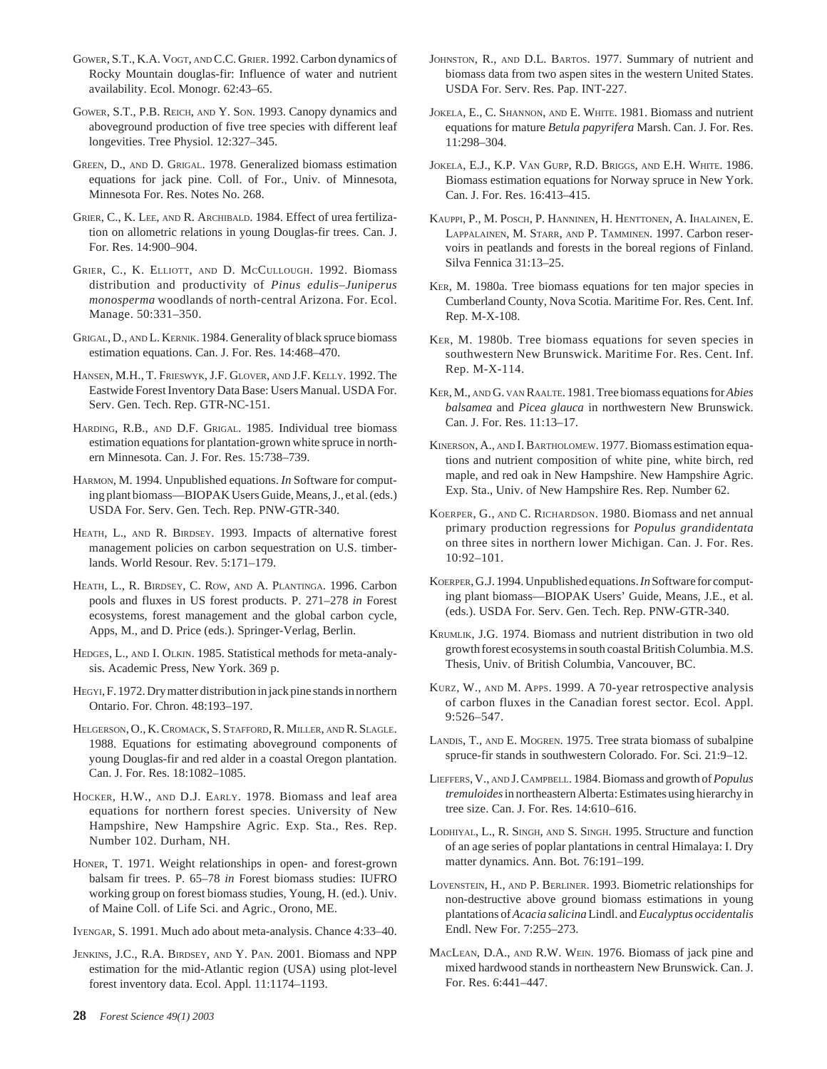Gower, S.T., K.A. Vogt, and C.C. Grier. 1992. Carbon dynamics of Rocky Mountain douglas-fir: Influence of water and nutrient availability. Ecol. Monogr. 62:43–65.

Gower, S.T., P.B. Reich, and Y. Son. 1993. Canopy dynamics and aboveground production of five tree species with different leaf longevities. Tree Physiol. 12:327–345.

Green, D., and D. Grigal. 1978. Generalized biomass estimation equations for jack pine. Coll. of For., Univ. of Minnesota, Minnesota For. Res. Notes No. 268.

Grier, C., K. Lee, and R. Archibald. 1984. Effect of urea fertilization on allometric relations in young Douglas-fir trees. Can. J. For. Res. 14:900–904.

Grier, C., K. Elliott, and D. McCullough. 1992. Biomass distribution and productivity of *Pinus edulis–Juniperus monosperma* woodlands of north-central Arizona. For. Ecol. Manage. 50:331–350.

Grigal, D., and L. Kernik. 1984. Generality of black spruce biomass estimation equations. Can. J. For. Res. 14:468–470.

Hansen, M.H., T. Frieswyk, J.F. Glover, and J.F. Kelly. 1992. The Eastwide Forest Inventory Data Base: Users Manual. USDA For. Serv. Gen. Tech. Rep. GTR-NC-151.

Harding, R.B., and D.F. Grigal. 1985. Individual tree biomass estimation equations for plantation-grown white spruce in northern Minnesota. Can. J. For. Res. 15:738–739.

Harmon, M. 1994. Unpublished equations. *In* Software for computing plant biomass—BIOPAK Users Guide, Means, J., et al. (eds.) USDA For. Serv. Gen. Tech. Rep. PNW-GTR-340.

Heath, L., and R. Birdsey. 1993. Impacts of alternative forest management policies on carbon sequestration on U.S. timberlands. World Resour. Rev. 5:171–179.

Heath, L., R. Birdsey, C. Row, and A. Plantinga. 1996. Carbon pools and fluxes in US forest products. P. 271–278 *in* Forest ecosystems, forest management and the global carbon cycle, Apps, M., and D. Price (eds.). Springer-Verlag, Berlin.

Hedges, L., and I. Olkin. 1985. Statistical methods for meta-analysis. Academic Press, New York. 369 p.

Hegyi, F. 1972. Dry matter distribution in jack pine stands in northern Ontario. For. Chron. 48:193–197.

Helgerson, O., K. Cromack, S. Stafford, R. Miller, and R. Slagle. 1988. Equations for estimating aboveground components of young Douglas-fir and red alder in a coastal Oregon plantation. Can. J. For. Res. 18:1082–1085.

Hocker, H.W., and D.J. Early. 1978. Biomass and leaf area equations for northern forest species. University of New Hampshire, New Hampshire Agric. Exp. Sta., Res. Rep. Number 102. Durham, NH.

Honer, T. 1971. Weight relationships in open- and forest-grown balsam fir trees. P. 65–78 *in* Forest biomass studies: IUFRO working group on forest biomass studies, Young, H. (ed.). Univ. of Maine Coll. of Life Sci. and Agric., Orono, ME.

Iyengar, S. 1991. Much ado about meta-analysis. Chance 4:33–40.

Jenkins, J.C., R.A. Birdsey, and Y. Pan. 2001. Biomass and NPP estimation for the mid-Atlantic region (USA) using plot-level forest inventory data. Ecol. Appl. 11:1174–1193.

Johnston, R., and D.L. Bartos. 1977. Summary of nutrient and biomass data from two aspen sites in the western United States. USDA For. Serv. Res. Pap. INT-227.

Jokela, E., C. Shannon, and E. White. 1981. Biomass and nutrient equations for mature *Betula papyrifera* Marsh. Can. J. For. Res. 11:298–304.

Jokela, E.J., K.P. Van Gurp, R.D. Briggs, and E.H. White. 1986. Biomass estimation equations for Norway spruce in New York. Can. J. For. Res. 16:413–415.

Kauppi, P., M. Posch, P. Hanninen, H. Henttonen, A. Ihalainen, E. Lappalainen, M. Starr, and P. Tamminen. 1997. Carbon reservoirs in peatlands and forests in the boreal regions of Finland. Silva Fennica 31:13–25.

Ker, M. 1980a. Tree biomass equations for ten major species in Cumberland County, Nova Scotia. Maritime For. Res. Cent. Inf. Rep. M-X-108.

Ker, M. 1980b. Tree biomass equations for seven species in southwestern New Brunswick. Maritime For. Res. Cent. Inf. Rep. M-X-114.

Ker, M., and G. van Raalte. 1981. Tree biomass equations for *Abies balsamea* and *Picea glauca* in northwestern New Brunswick. Can. J. For. Res. 11:13–17.

Kinerson, A., and I. Bartholomew. 1977. Biomass estimation equations and nutrient composition of white pine, white birch, red maple, and red oak in New Hampshire. New Hampshire Agric. Exp. Sta., Univ. of New Hampshire Res. Rep. Number 62.

Koerper, G., and C. Richardson. 1980. Biomass and net annual primary production regressions for *Populus grandidentata* on three sites in northern lower Michigan. Can. J. For. Res. 10:92–101.

Koerper, G.J. 1994. Unpublished equations. *In* Software for computing plant biomass—BIOPAK Users' Guide, Means, J.E., et al. (eds.). USDA For. Serv. Gen. Tech. Rep. PNW-GTR-340.

Krumlik, J.G. 1974. Biomass and nutrient distribution in two old growth forest ecosystems in south coastal British Columbia. M.S. Thesis, Univ. of British Columbia, Vancouver, BC.

Kurz, W., and M. Apps. 1999. A 70-year retrospective analysis of carbon fluxes in the Canadian forest sector. Ecol. Appl. 9:526–547.

Landis, T., and E. Mogren. 1975. Tree strata biomass of subalpine spruce-fir stands in southwestern Colorado. For. Sci. 21:9–12.

Lieffers, V., and J. Campbell. 1984. Biomass and growth of *Populus tremuloides* in northeastern Alberta: Estimates using hierarchy in tree size. Can. J. For. Res. 14:610–616.

Lodhiyal, L., R. Singh, and S. Singh. 1995. Structure and function of an age series of poplar plantations in central Himalaya: I. Dry matter dynamics. Ann. Bot. 76:191–199.

Lovenstein, H., and P. Berliner. 1993. Biometric relationships for non-destructive above ground biomass estimations in young plantations of *Acacia salicina* Lindl. and *Eucalyptus occidentalis* Endl. New For. 7:255–273.

MacLean, D.A., and R.W. Wein. 1976. Biomass of jack pine and mixed hardwood stands in northeastern New Brunswick. Can. J. For. Res. 6:441–447.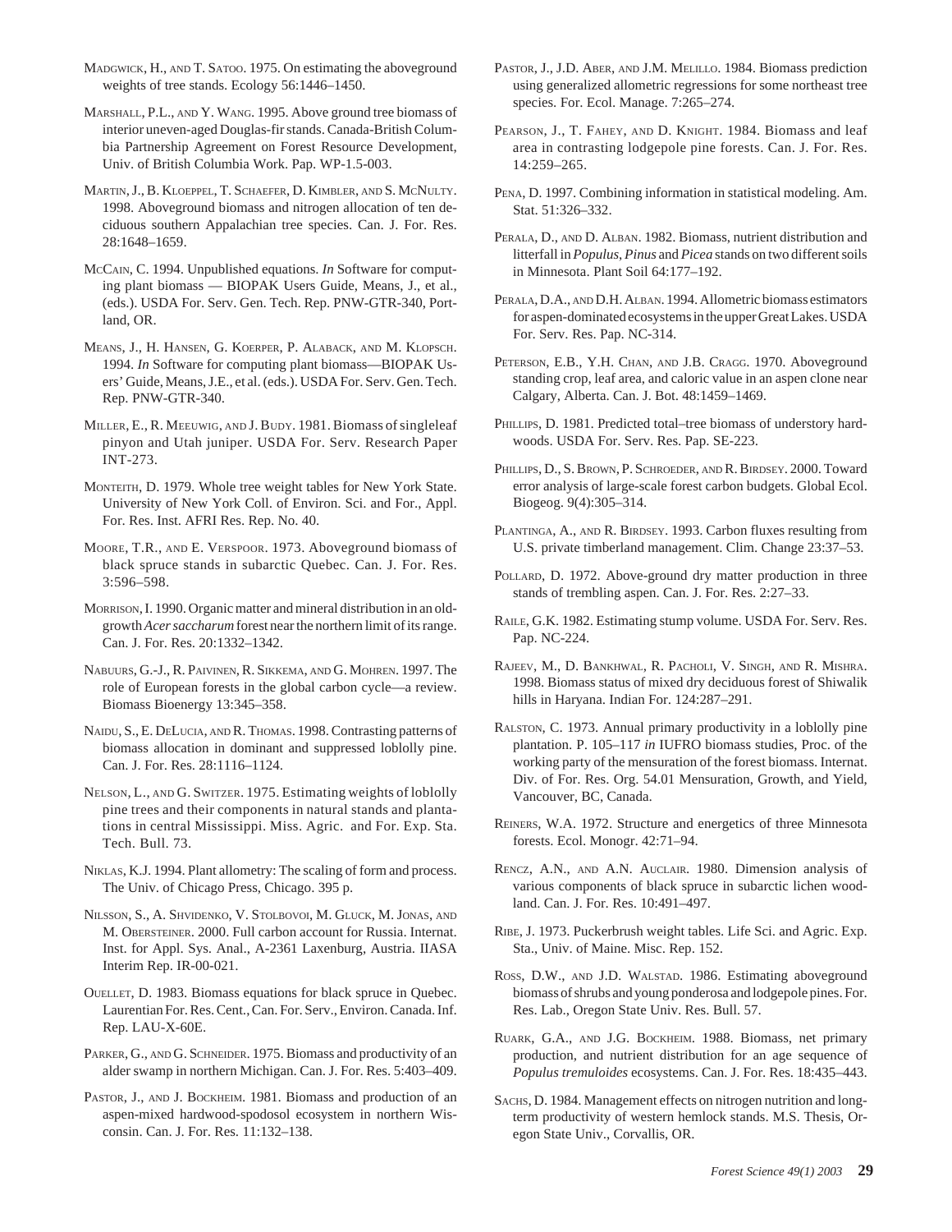MADGWICK, H., AND T. SATOO. 1975. On estimating the aboveground weights of tree stands. Ecology 56:1446–1450.

MARSHALL, P.L., AND Y. WANG. 1995. Above ground tree biomass of interior uneven-aged Douglas-fir stands. Canada-British Columbia Partnership Agreement on Forest Resource Development, Univ. of British Columbia Work. Pap. WP-1.5-003.

MARTIN, J., B. KLOEPPEL, T. SCHAEFER, D. KIMBLER, AND S. MCNULTY. 1998. Aboveground biomass and nitrogen allocation of ten deciduous southern Appalachian tree species. Can. J. For. Res. 28:1648–1659.

MCCAIN, C. 1994. Unpublished equations. *In* Software for computing plant biomass — BIOPAK Users Guide, Means, J., et al., (eds.). USDA For. Serv. Gen. Tech. Rep. PNW-GTR-340, Portland, OR.

MEANS, J., H. HANSEN, G. KOERPER, P. ALABACK, AND M. KLOPSCH. 1994. *In* Software for computing plant biomass—BIOPAK Users' Guide, Means, J.E., et al. (eds.). USDA For. Serv. Gen. Tech. Rep. PNW-GTR-340.

MILLER, E., R. MEEUWIG, AND J. BUDY. 1981. Biomass of singleleaf pinyon and Utah juniper. USDA For. Serv. Research Paper INT-273.

MONTEITH, D. 1979. Whole tree weight tables for New York State. University of New York Coll. of Environ. Sci. and For., Appl. For. Res. Inst. AFRI Res. Rep. No. 40.

MOORE, T.R., AND E. VERSPOOR. 1973. Aboveground biomass of black spruce stands in subarctic Quebec. Can. J. For. Res. 3:596–598.

MORRISON, I. 1990. Organic matter and mineral distribution in an old-growth *Acer saccharum* forest near the northern limit of its range. Can. J. For. Res. 20:1332–1342.

NABUURS, G.-J., R. PAIVINEN, R. SIKKEMA, AND G. MOHREN. 1997. The role of European forests in the global carbon cycle—a review. Biomass Bioenergy 13:345–358.

NAIDU, S., E. DELUCIA, AND R. THOMAS. 1998. Contrasting patterns of biomass allocation in dominant and suppressed loblolly pine. Can. J. For. Res. 28:1116–1124.

NELSON, L., AND G. SWITZER. 1975. Estimating weights of loblolly pine trees and their components in natural stands and plantations in central Mississippi. Miss. Agric. and For. Exp. Sta. Tech. Bull. 73.

NIKLAS, K.J. 1994. Plant allometry: The scaling of form and process. The Univ. of Chicago Press, Chicago. 395 p.

NILSSON, S., A. SHVIDENKO, V. STOLBOVOI, M. GLUCK, M. JONAS, AND M. OBERSTEINER. 2000. Full carbon account for Russia. Internat. Inst. for Appl. Sys. Anal., A-2361 Laxenburg, Austria. IIASA Interim Rep. IR-00-021.

OUELLET, D. 1983. Biomass equations for black spruce in Quebec. Laurentian For. Res. Cent., Can. For. Serv., Environ. Canada. Inf. Rep. LAU-X-60E.

PARKER, G., AND G. SCHNEIDER. 1975. Biomass and productivity of an alder swamp in northern Michigan. Can. J. For. Res. 5:403–409.

PASTOR, J., AND J. BOCKHEIM. 1981. Biomass and production of an aspen-mixed hardwood-spodosol ecosystem in northern Wisconsin. Can. J. For. Res. 11:132–138.

PASTOR, J., J.D. ABER, AND J.M. MELILLO. 1984. Biomass prediction using generalized allometric regressions for some northeast tree species. For. Ecol. Manage. 7:265–274.

PEARSON, J., T. FAHEY, AND D. KNIGHT. 1984. Biomass and leaf area in contrasting lodgepole pine forests. Can. J. For. Res. 14:259–265.

PENA, D. 1997. Combining information in statistical modeling. Am. Stat. 51:326–332.

PERALA, D., AND D. ALBAN. 1982. Biomass, nutrient distribution and litterfall in *Populus*, *Pinus* and *Picea* stands on two different soils in Minnesota. Plant Soil 64:177–192.

PERALA, D.A., AND D.H. ALBAN. 1994. Allometric biomass estimators for aspen-dominated ecosystems in the upper Great Lakes. USDA For. Serv. Res. Pap. NC-314.

PETERSON, E.B., Y.H. CHAN, AND J.B. CRAGG. 1970. Aboveground standing crop, leaf area, and caloric value in an aspen clone near Calgary, Alberta. Can. J. Bot. 48:1459–1469.

PHILLIPS, D. 1981. Predicted total–tree biomass of understory hardwoods. USDA For. Serv. Res. Pap. SE-223.

PHILLIPS, D., S. BROWN, P. SCHROEDER, AND R. BIRDSEY. 2000. Toward error analysis of large-scale forest carbon budgets. Global Ecol. Biogeog. 9(4):305–314.

PLANTINGA, A., AND R. BIRDSEY. 1993. Carbon fluxes resulting from U.S. private timberland management. Clim. Change 23:37–53.

POLLARD, D. 1972. Above-ground dry matter production in three stands of trembling aspen. Can. J. For. Res. 2:27–33.

RAILE, G.K. 1982. Estimating stump volume. USDA For. Serv. Res. Pap. NC-224.

RAJEEV, M., D. BANKHWAL, R. PACHOLI, V. SINGH, AND R. MISHRA. 1998. Biomass status of mixed dry deciduous forest of Shiwalik hills in Haryana. Indian For. 124:287–291.

RALSTON, C. 1973. Annual primary productivity in a loblolly pine plantation. P. 105–117 *in* IUFRO biomass studies, Proc. of the working party of the mensuration of the forest biomass. Internat. Div. of For. Res. Org. 54.01 Mensuration, Growth, and Yield, Vancouver, BC, Canada.

REINERS, W.A. 1972. Structure and energetics of three Minnesota forests. Ecol. Monogr. 42:71–94.

RENCZ, A.N., AND A.N. AUCLAIR. 1980. Dimension analysis of various components of black spruce in subarctic lichen woodland. Can. J. For. Res. 10:491–497.

RIBE, J. 1973. Puckerbrush weight tables. Life Sci. and Agric. Exp. Sta., Univ. of Maine. Misc. Rep. 152.

ROSS, D.W., AND J.D. WALSTAD. 1986. Estimating aboveground biomass of shrubs and young ponderosa and lodgepole pines. For. Res. Lab., Oregon State Univ. Res. Bull. 57.

RUARK, G.A., AND J.G. BOCKHEIM. 1988. Biomass, net primary production, and nutrient distribution for an age sequence of *Populus tremuloides* ecosystems. Can. J. For. Res. 18:435–443.

SACHS, D. 1984. Management effects on nitrogen nutrition and long-term productivity of western hemlock stands. M.S. Thesis, Oregon State Univ., Corvallis, OR.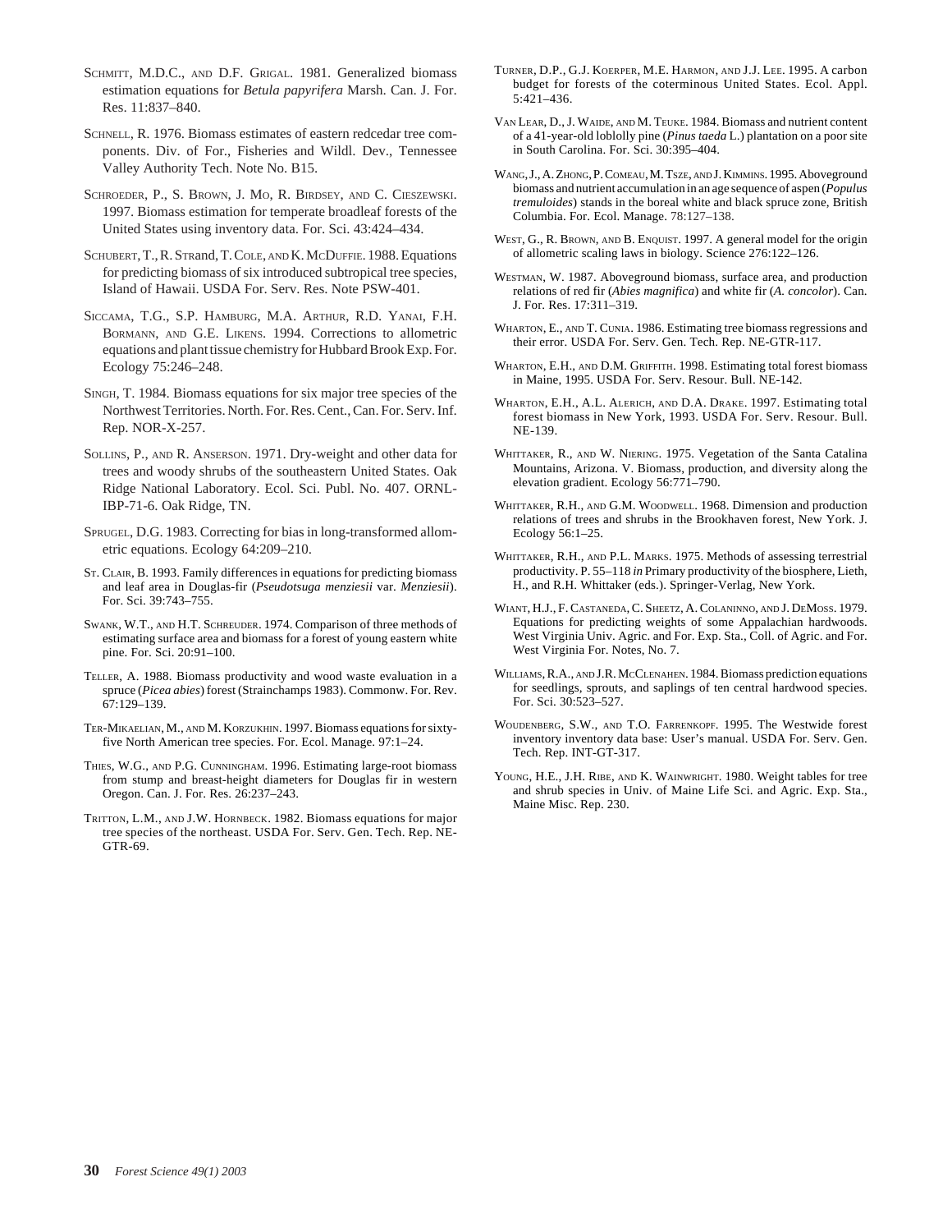SCHMITT, M.D.C., AND D.F. GRIGAL. 1981. Generalized biomass estimation equations for *Betula papyrifera* Marsh. Can. J. For. Res. 11:837–840.

SCHNELL, R. 1976. Biomass estimates of eastern redcedar tree components. Div. of For., Fisheries and Wildl. Dev., Tennessee Valley Authority Tech. Note No. B15.

SCHROEDER, P., S. BROWN, J. MO, R. BIRDSEY, AND C. CIESZEWSKI. 1997. Biomass estimation for temperate broadleaf forests of the United States using inventory data. For. Sci. 43:424–434.

SCHUBERT, T., R. STRAND, T. COLE, AND K. MCDUFFIE. 1988. Equations for predicting biomass of six introduced subtropical tree species, Island of Hawaii. USDA For. Serv. Res. Note PSW-401.

SICCAMA, T.G., S.P. HAMBURG, M.A. ARTHUR, R.D. YANAI, F.H. BORMANN, AND G.E. LIKENS. 1994. Corrections to allometric equations and plant tissue chemistry for Hubbard Brook Exp. For. Ecology 75:246–248.

SINGH, T. 1984. Biomass equations for six major tree species of the Northwest Territories. North. For. Res. Cent., Can. For. Serv. Inf. Rep. NOR-X-257.

SOLLINS, P., AND R. ANSERSON. 1971. Dry-weight and other data for trees and woody shrubs of the southeastern United States. Oak Ridge National Laboratory. Ecol. Sci. Publ. No. 407. ORNL-IBP-71-6. Oak Ridge, TN.

SPRUGEL, D.G. 1983. Correcting for bias in long-transformed allometric equations. Ecology 64:209–210.

ST. CLAIR, B. 1993. Family differences in equations for predicting biomass and leaf area in Douglas-fir (*Pseudotsuga menziesii* var. *Menziesii*). For. Sci. 39:743–755.

SWANK, W.T., AND H.T. SCHREUDER. 1974. Comparison of three methods of estimating surface area and biomass for a forest of young eastern white pine. For. Sci. 20:91–100.

TELLER, A. 1988. Biomass productivity and wood waste evaluation in a spruce (*Picea abies*) forest (Strainchamps 1983). Commonw. For. Rev. 67:129–139.

TER-MIKAELIAN, M., AND M. KORZUKHIN. 1997. Biomass equations for sixty-five North American tree species. For. Ecol. Manage. 97:1–24.

THIES, W.G., AND P.G. CUNNINGHAM. 1996. Estimating large-root biomass from stump and breast-height diameters for Douglas fir in western Oregon. Can. J. For. Res. 26:237–243.

TRITTON, L.M., AND J.W. HORNBECK. 1982. Biomass equations for major tree species of the northeast. USDA For. Serv. Gen. Tech. Rep. NE-GTR-69.

TURNER, D.P., G.J. KOERPER, M.E. HARMON, AND J.J. LEE. 1995. A carbon budget for forests of the coterminous United States. Ecol. Appl. 5:421–436.

VAN LEAR, D., J. WAIDE, AND M. TEUKE. 1984. Biomass and nutrient content of a 41-year-old loblolly pine (*Pinus taeda* L.) plantation on a poor site in South Carolina. For. Sci. 30:395–404.

WANG, J., A. ZHONG, P. COMEAU, M. TSZE, AND J. KIMMINS. 1995. Aboveground biomass and nutrient accumulation in an age sequence of aspen (*Populus tremuloides*) stands in the boreal white and black spruce zone, British Columbia. For. Ecol. Manage. 78:127–138.

WEST, G., R. BROWN, AND B. ENQUIST. 1997. A general model for the origin of allometric scaling laws in biology. Science 276:122–126.

WESTMAN, W. 1987. Aboveground biomass, surface area, and production relations of red fir (*Abies magnifica*) and white fir (*A. concolor*). Can. J. For. Res. 17:311–319.

WHARTON, E., AND T. CUNIA. 1986. Estimating tree biomass regressions and their error. USDA For. Serv. Gen. Tech. Rep. NE-GTR-117.

WHARTON, E.H., AND D.M. GRIFFITH. 1998. Estimating total forest biomass in Maine, 1995. USDA For. Serv. Resour. Bull. NE-142.

WHARTON, E.H., A.L. ALERICH, AND D.A. DRAKE. 1997. Estimating total forest biomass in New York, 1993. USDA For. Serv. Resour. Bull. NE-139.

WHITTAKER, R., AND W. NIERING. 1975. Vegetation of the Santa Catalina Mountains, Arizona. V. Biomass, production, and diversity along the elevation gradient. Ecology 56:771–790.

WHITTAKER, R.H., AND G.M. WOODWELL. 1968. Dimension and production relations of trees and shrubs in the Brookhaven forest, New York. J. Ecology 56:1–25.

WHITTAKER, R.H., AND P.L. MARKS. 1975. Methods of assessing terrestrial productivity. P. 55–118 *in* Primary productivity of the biosphere, Lieth, H., and R.H. Whittaker (eds.). Springer-Verlag, New York.

WIANT, H.J., F. CASTANEDA, C. SHEETZ, A. COLANINNO, AND J. DEMOSS. 1979. Equations for predicting weights of some Appalachian hardwoods. West Virginia Univ. Agric. and For. Exp. Sta., Coll. of Agric. and For. West Virginia For. Notes, No. 7.

WILLIAMS, R.A., AND J.R. MCCLENAHEN. 1984. Biomass prediction equations for seedlings, sprouts, and saplings of ten central hardwood species. For. Sci. 30:523–527.

WOUDENBERG, S.W., AND T.O. FARRENKOPF. 1995. The Westwide forest inventory inventory data base: User's manual. USDA For. Serv. Gen. Tech. Rep. INT-GT-317.

YOUNG, H.E., J.H. RIBE, AND K. WAINWRIGHT. 1980. Weight tables for tree and shrub species in Univ. of Maine Life Sci. and Agric. Exp. Sta., Maine Misc. Rep. 230.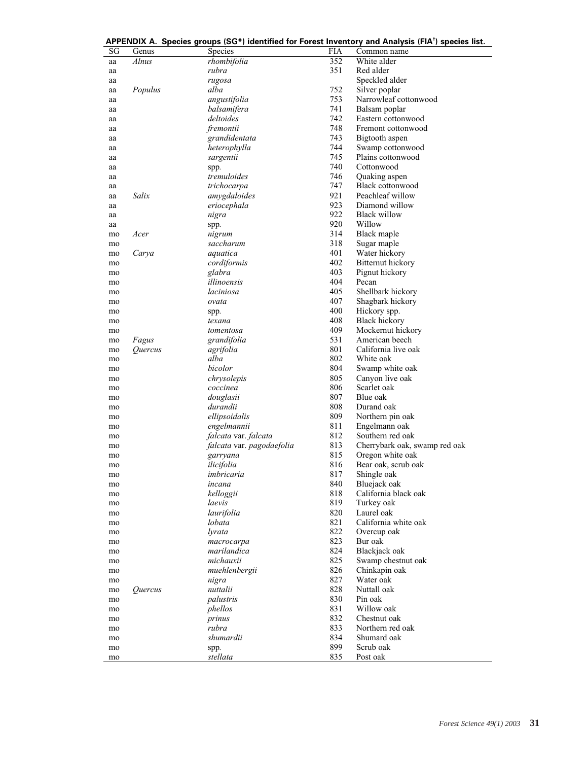**APPENDIX A. Species groups (SG*) identified for Forest Inventory and Analysis (FIA[†]) species list.**

| SG | Genus | Species | FIA | Common name |
|---|---|---|---|---|
| aa | *Alnus* | *rhombifolia* | 352 | White alder |
| aa | | *rubra* | 351 | Red alder |
| aa | | *rugosa* | | Speckled alder |
| aa | *Populus* | *alba* | 752 | Silver poplar |
| aa | | *angustifolia* | 753 | Narrowleaf cottonwood |
| aa | | *balsamifera* | 741 | Balsam poplar |
| aa | | *deltoides* | 742 | Eastern cottonwood |
| aa | | *fremontii* | 748 | Fremont cottonwood |
| aa | | *grandidentata* | 743 | Bigtooth aspen |
| aa | | *heterophylla* | 744 | Swamp cottonwood |
| aa | | *sargentii* | 745 | Plains cottonwood |
| aa | | spp. | 740 | Cottonwood |
| aa | | *tremuloides* | 746 | Quaking aspen |
| aa | | *trichocarpa* | 747 | Black cottonwood |
| aa | *Salix* | *amygdaloides* | 921 | Peachleaf willow |
| aa | | *eriocephala* | 923 | Diamond willow |
| aa | | *nigra* | 922 | Black willow |
| aa | | spp. | 920 | Willow |
| mo | *Acer* | *nigrum* | 314 | Black maple |
| mo | | *saccharum* | 318 | Sugar maple |
| mo | *Carya* | *aquatica* | 401 | Water hickory |
| mo | | *cordiformis* | 402 | Bitternut hickory |
| mo | | *glabra* | 403 | Pignut hickory |
| mo | | *illinoensis* | 404 | Pecan |
| mo | | *laciniosa* | 405 | Shellbark hickory |
| mo | | *ovata* | 407 | Shagbark hickory |
| mo | | spp. | 400 | Hickory spp. |
| mo | | *texana* | 408 | Black hickory |
| mo | | *tomentosa* | 409 | Mockernut hickory |
| mo | *Fagus* | *grandifolia* | 531 | American beech |
| mo | *Quercus* | *agrifolia* | 801 | California live oak |
| mo | | *alba* | 802 | White oak |
| mo | | *bicolor* | 804 | Swamp white oak |
| mo | | *chrysolepis* | 805 | Canyon live oak |
| mo | | *coccinea* | 806 | Scarlet oak |
| mo | | *douglasii* | 807 | Blue oak |
| mo | | *durandii* | 808 | Durand oak |
| mo | | *ellipsoidalis* | 809 | Northern pin oak |
| mo | | *engelmannii* | 811 | Engelmann oak |
| mo | | *falcata* var. *falcata* | 812 | Southern red oak |
| mo | | *falcata* var. *pagodaefolia* | 813 | Cherrybark oak, swamp red oak |
| mo | | *garryana* | 815 | Oregon white oak |
| mo | | *ilicifolia* | 816 | Bear oak, scrub oak |
| mo | | *imbricaria* | 817 | Shingle oak |
| mo | | *incana* | 840 | Bluejack oak |
| mo | | *kelloggii* | 818 | California black oak |
| mo | | *laevis* | 819 | Turkey oak |
| mo | | *laurifolia* | 820 | Laurel oak |
| mo | | *lobata* | 821 | California white oak |
| mo | | *lyrata* | 822 | Overcup oak |
| mo | | *macrocarpa* | 823 | Bur oak |
| mo | | *marilandica* | 824 | Blackjack oak |
| mo | | *michauxii* | 825 | Swamp chestnut oak |
| mo | | *muehlenbergii* | 826 | Chinkapin oak |
| mo | | *nigra* | 827 | Water oak |
| mo | *Quercus* | *nuttalii* | 828 | Nuttall oak |
| mo | | *palustris* | 830 | Pin oak |
| mo | | *phellos* | 831 | Willow oak |
| mo | | *prinus* | 832 | Chestnut oak |
| mo | | *rubra* | 833 | Northern red oak |
| mo | | *shumardii* | 834 | Shumard oak |
| mo | | spp. | 899 | Scrub oak |
| mo | | *stellata* | 835 | Post oak |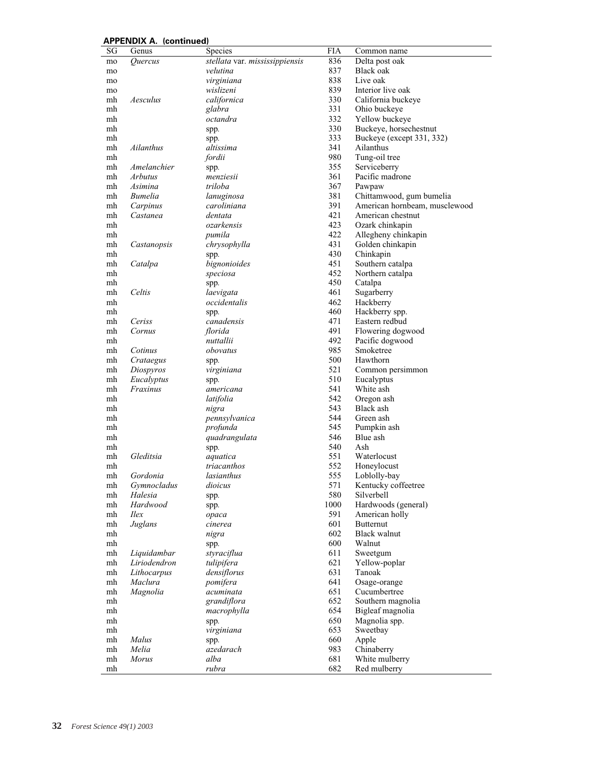**APPENDIX A. (continued)**

| SG | Genus | Species | FIA | Common name |
|---|---|---|---|---|
| mo | *Quercus* | *stellata* var. *mississippiensis* | 836 | Delta post oak |
| mo | | *velutina* | 837 | Black oak |
| mo | | *virginiana* | 838 | Live oak |
| mo | | *wislizeni* | 839 | Interior live oak |
| mh | *Aesculus* | *californica* | 330 | California buckeye |
| mh | | *glabra* | 331 | Ohio buckeye |
| mh | | *octandra* | 332 | Yellow buckeye |
| mh | | spp. | 330 | Buckeye, horsechestnut |
| mh | | spp. | 333 | Buckeye (except 331, 332) |
| mh | *Ailanthus* | *altissima* | 341 | Ailanthus |
| mh | | *fordii* | 980 | Tung-oil tree |
| mh | *Amelanchier* | spp. | 355 | Serviceberry |
| mh | *Arbutus* | *menziesii* | 361 | Pacific madrone |
| mh | *Asimina* | *triloba* | 367 | Pawpaw |
| mh | *Bumelia* | *lanuginosa* | 381 | Chittamwood, gum bumelia |
| mh | *Carpinus* | *caroliniana* | 391 | American hornbeam, musclewood |
| mh | *Castanea* | *dentata* | 421 | American chestnut |
| mh | | *ozarkensis* | 423 | Ozark chinkapin |
| mh | | *pumila* | 422 | Allegheny chinkapin |
| mh | *Castanopsis* | *chrysophylla* | 431 | Golden chinkapin |
| mh | | spp. | 430 | Chinkapin |
| mh | *Catalpa* | *bignonioides* | 451 | Southern catalpa |
| mh | | *speciosa* | 452 | Northern catalpa |
| mh | | spp. | 450 | Catalpa |
| mh | *Celtis* | *laevigata* | 461 | Sugarberry |
| mh | | *occidentalis* | 462 | Hackberry |
| mh | | spp. | 460 | Hackberry spp. |
| mh | *Ceriss* | *canadensis* | 471 | Eastern redbud |
| mh | *Cornus* | *florida* | 491 | Flowering dogwood |
| mh | | *nuttallii* | 492 | Pacific dogwood |
| mh | *Cotinus* | *obovatus* | 985 | Smoketree |
| mh | *Crataegus* | spp. | 500 | Hawthorn |
| mh | *Diospyros* | *virginiana* | 521 | Common persimmon |
| mh | *Eucalyptus* | spp. | 510 | Eucalyptus |
| mh | *Fraxinus* | *americana* | 541 | White ash |
| mh | | *latifolia* | 542 | Oregon ash |
| mh | | *nigra* | 543 | Black ash |
| mh | | *pennsylvanica* | 544 | Green ash |
| mh | | *profunda* | 545 | Pumpkin ash |
| mh | | *quadrangulata* | 546 | Blue ash |
| mh | | spp. | 540 | Ash |
| mh | *Gleditsia* | *aquatica* | 551 | Waterlocust |
| mh | | *triacanthos* | 552 | Honeylocust |
| mh | *Gordonia* | *lasianthus* | 555 | Loblolly-bay |
| mh | *Gymnocladus* | *dioicus* | 571 | Kentucky coffeetree |
| mh | *Halesia* | spp. | 580 | Silverbell |
| mh | *Hardwood* | spp. | 1000 | Hardwoods (general) |
| mh | *Ilex* | *opaca* | 591 | American holly |
| mh | *Juglans* | *cinerea* | 601 | Butternut |
| mh | | *nigra* | 602 | Black walnut |
| mh | | spp. | 600 | Walnut |
| mh | *Liquidambar* | *styraciflua* | 611 | Sweetgum |
| mh | *Liriodendron* | *tulipifera* | 621 | Yellow-poplar |
| mh | *Lithocarpus* | *densiflorus* | 631 | Tanoak |
| mh | *Maclura* | *pomifera* | 641 | Osage-orange |
| mh | *Magnolia* | *acuminata* | 651 | Cucumbertree |
| mh | | *grandiflora* | 652 | Southern magnolia |
| mh | | *macrophylla* | 654 | Bigleaf magnolia |
| mh | | spp. | 650 | Magnolia spp. |
| mh | | *virginiana* | 653 | Sweetbay |
| mh | *Malus* | spp. | 660 | Apple |
| mh | *Melia* | *azedarach* | 983 | Chinaberry |
| mh | *Morus* | *alba* | 681 | White mulberry |
| mh | | *rubra* | 682 | Red mulberry |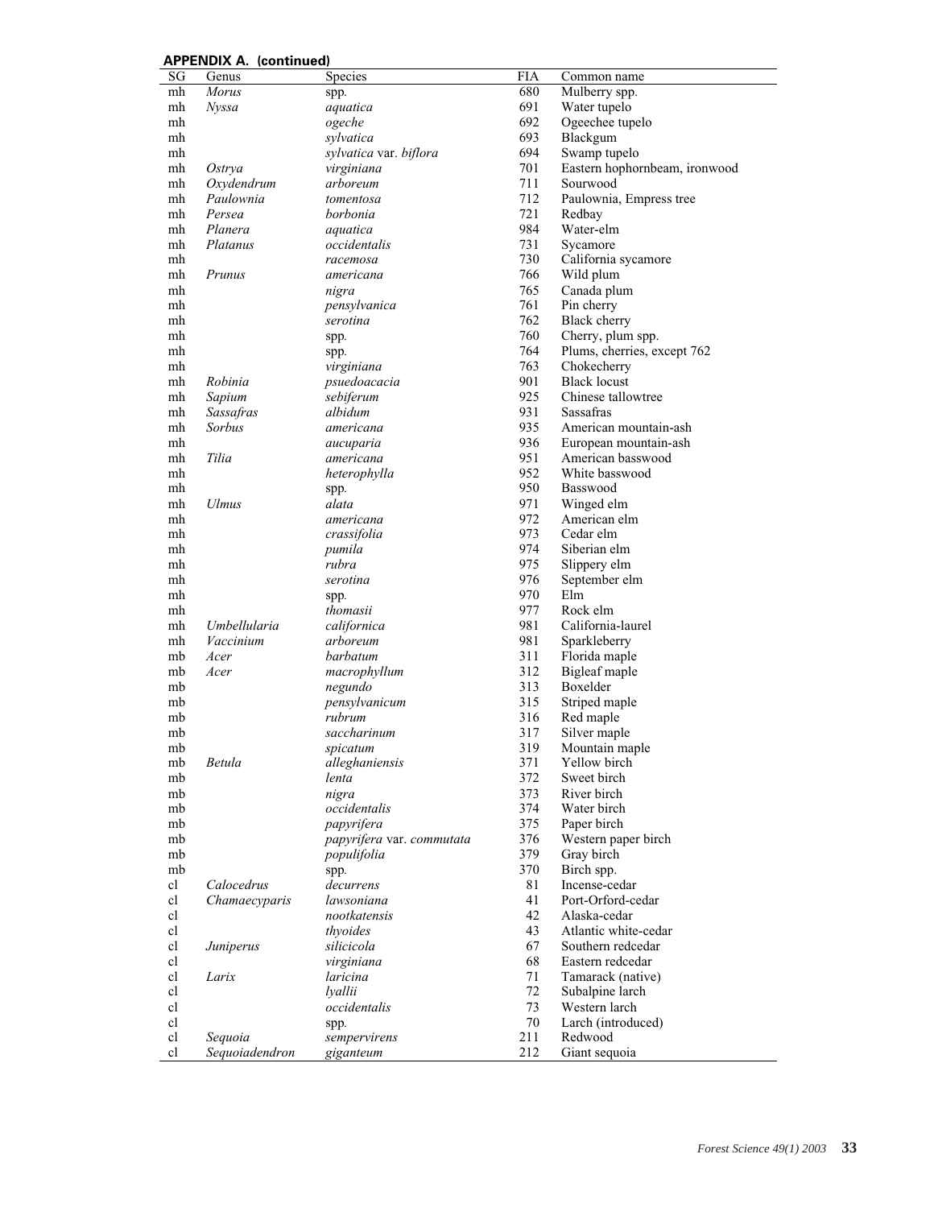**APPENDIX A. (continued)**

| SG | Genus | Species | FIA | Common name |
|---|---|---|---|---|
| mh | *Morus* | spp. | 680 | Mulberry spp. |
| mh | *Nyssa* | *aquatica* | 691 | Water tupelo |
| mh | | *ogeche* | 692 | Ogeechee tupelo |
| mh | | *sylvatica* | 693 | Blackgum |
| mh | | *sylvatica* var. *biflora* | 694 | Swamp tupelo |
| mh | *Ostrya* | *virginiana* | 701 | Eastern hophornbeam, ironwood |
| mh | *Oxydendrum* | *arboreum* | 711 | Sourwood |
| mh | *Paulownia* | *tomentosa* | 712 | Paulownia, Empress tree |
| mh | *Persea* | *borbonia* | 721 | Redbay |
| mh | *Planera* | *aquatica* | 984 | Water-elm |
| mh | *Platanus* | *occidentalis* | 731 | Sycamore |
| mh | | *racemosa* | 730 | California sycamore |
| mh | *Prunus* | *americana* | 766 | Wild plum |
| mh | | *nigra* | 765 | Canada plum |
| mh | | *pensylvanica* | 761 | Pin cherry |
| mh | | *serotina* | 762 | Black cherry |
| mh | | spp. | 760 | Cherry, plum spp. |
| mh | | spp. | 764 | Plums, cherries, except 762 |
| mh | | *virginiana* | 763 | Chokecherry |
| mh | *Robinia* | *psuedoacacia* | 901 | Black locust |
| mh | *Sapium* | *sebiferum* | 925 | Chinese tallowtree |
| mh | *Sassafras* | *albidum* | 931 | Sassafras |
| mh | *Sorbus* | *americana* | 935 | American mountain-ash |
| mh | | *aucuparia* | 936 | European mountain-ash |
| mh | *Tilia* | *americana* | 951 | American basswood |
| mh | | *heterophylla* | 952 | White basswood |
| mh | | spp. | 950 | Basswood |
| mh | *Ulmus* | *alata* | 971 | Winged elm |
| mh | | *americana* | 972 | American elm |
| mh | | *crassifolia* | 973 | Cedar elm |
| mh | | *pumila* | 974 | Siberian elm |
| mh | | *rubra* | 975 | Slippery elm |
| mh | | *serotina* | 976 | September elm |
| mh | | spp. | 970 | Elm |
| mh | | *thomasii* | 977 | Rock elm |
| mh | *Umbellularia* | *californica* | 981 | California-laurel |
| mh | *Vaccinium* | *arboreum* | 981 | Sparkleberry |
| mb | *Acer* | *barbatum* | 311 | Florida maple |
| mb | *Acer* | *macrophyllum* | 312 | Bigleaf maple |
| mb | | *negundo* | 313 | Boxelder |
| mb | | *pensylvanicum* | 315 | Striped maple |
| mb | | *rubrum* | 316 | Red maple |
| mb | | *saccharinum* | 317 | Silver maple |
| mb | | *spicatum* | 319 | Mountain maple |
| mb | *Betula* | *alleghaniensis* | 371 | Yellow birch |
| mb | | *lenta* | 372 | Sweet birch |
| mb | | *nigra* | 373 | River birch |
| mb | | *occidentalis* | 374 | Water birch |
| mb | | *papyrifera* | 375 | Paper birch |
| mb | | *papyrifera* var. *commutata* | 376 | Western paper birch |
| mb | | *populifolia* | 379 | Gray birch |
| mb | | spp. | 370 | Birch spp. |
| cl | *Calocedrus* | *decurrens* | 81 | Incense-cedar |
| cl | *Chamaecyparis* | *lawsoniana* | 41 | Port-Orford-cedar |
| cl | | *nootkatensis* | 42 | Alaska-cedar |
| cl | | *thyoides* | 43 | Atlantic white-cedar |
| cl | *Juniperus* | *silicicola* | 67 | Southern redcedar |
| cl | | *virginiana* | 68 | Eastern redcedar |
| cl | *Larix* | *laricina* | 71 | Tamarack (native) |
| cl | | *lyallii* | 72 | Subalpine larch |
| cl | | *occidentalis* | 73 | Western larch |
| cl | | spp. | 70 | Larch (introduced) |
| cl | *Sequoia* | *sempervirens* | 211 | Redwood |
| cl | *Sequoiadendron* | *giganteum* | 212 | Giant sequoia |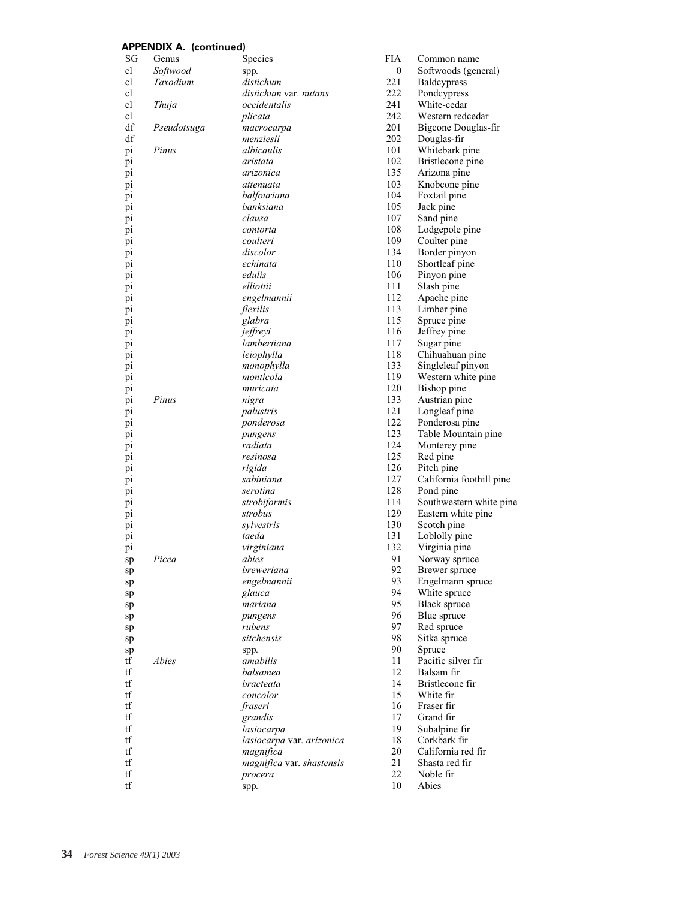**APPENDIX A. (continued)**

| SG | Genus | Species | FIA | Common name |
|---|---|---|---|---|
| cl | *Softwood* | spp. | 0 | Softwoods (general) |
| cl | *Taxodium* | *distichum* | 221 | Baldcypress |
| cl | | *distichum* var. *nutans* | 222 | Pondcypress |
| cl | *Thuja* | *occidentalis* | 241 | White-cedar |
| cl | | *plicata* | 242 | Western redcedar |
| df | *Pseudotsuga* | *macrocarpa* | 201 | Bigcone Douglas-fir |
| df | | *menziesii* | 202 | Douglas-fir |
| pi | *Pinus* | *albicaulis* | 101 | Whitebark pine |
| pi | | *aristata* | 102 | Bristlecone pine |
| pi | | *arizonica* | 135 | Arizona pine |
| pi | | *attenuata* | 103 | Knobcone pine |
| pi | | *balfouriana* | 104 | Foxtail pine |
| pi | | *banksiana* | 105 | Jack pine |
| pi | | *clausa* | 107 | Sand pine |
| pi | | *contorta* | 108 | Lodgepole pine |
| pi | | *coulteri* | 109 | Coulter pine |
| pi | | *discolor* | 134 | Border pinyon |
| pi | | *echinata* | 110 | Shortleaf pine |
| pi | | *edulis* | 106 | Pinyon pine |
| pi | | *elliottii* | 111 | Slash pine |
| pi | | *engelmannii* | 112 | Apache pine |
| pi | | *flexilis* | 113 | Limber pine |
| pi | | *glabra* | 115 | Spruce pine |
| pi | | *jeffreyi* | 116 | Jeffrey pine |
| pi | | *lambertiana* | 117 | Sugar pine |
| pi | | *leiophylla* | 118 | Chihuahuan pine |
| pi | | *monophylla* | 133 | Singleleaf pinyon |
| pi | | *monticola* | 119 | Western white pine |
| pi | | *muricata* | 120 | Bishop pine |
| pi | *Pinus* | *nigra* | 133 | Austrian pine |
| pi | | *palustris* | 121 | Longleaf pine |
| pi | | *ponderosa* | 122 | Ponderosa pine |
| pi | | *pungens* | 123 | Table Mountain pine |
| pi | | *radiata* | 124 | Monterey pine |
| pi | | *resinosa* | 125 | Red pine |
| pi | | *rigida* | 126 | Pitch pine |
| pi | | *sabiniana* | 127 | California foothill pine |
| pi | | *serotina* | 128 | Pond pine |
| pi | | *strobiformis* | 114 | Southwestern white pine |
| pi | | *strobus* | 129 | Eastern white pine |
| pi | | *sylvestris* | 130 | Scotch pine |
| pi | | *taeda* | 131 | Loblolly pine |
| pi | | *virginiana* | 132 | Virginia pine |
| sp | *Picea* | *abies* | 91 | Norway spruce |
| sp | | *breweriana* | 92 | Brewer spruce |
| sp | | *engelmannii* | 93 | Engelmann spruce |
| sp | | *glauca* | 94 | White spruce |
| sp | | *mariana* | 95 | Black spruce |
| sp | | *pungens* | 96 | Blue spruce |
| sp | | *rubens* | 97 | Red spruce |
| sp | | *sitchensis* | 98 | Sitka spruce |
| sp | | spp. | 90 | Spruce |
| tf | *Abies* | *amabilis* | 11 | Pacific silver fir |
| tf | | *balsamea* | 12 | Balsam fir |
| tf | | *bracteata* | 14 | Bristlecone fir |
| tf | | *concolor* | 15 | White fir |
| tf | | *fraseri* | 16 | Fraser fir |
| tf | | *grandis* | 17 | Grand fir |
| tf | | *lasiocarpa* | 19 | Subalpine fir |
| tf | | *lasiocarpa* var. *arizonica* | 18 | Corkbark fir |
| tf | | *magnifica* | 20 | California red fir |
| tf | | *magnifica* var. *shastensis* | 21 | Shasta red fir |
| tf | | *procera* | 22 | Noble fir |
| tf | | spp. | 10 | Abies |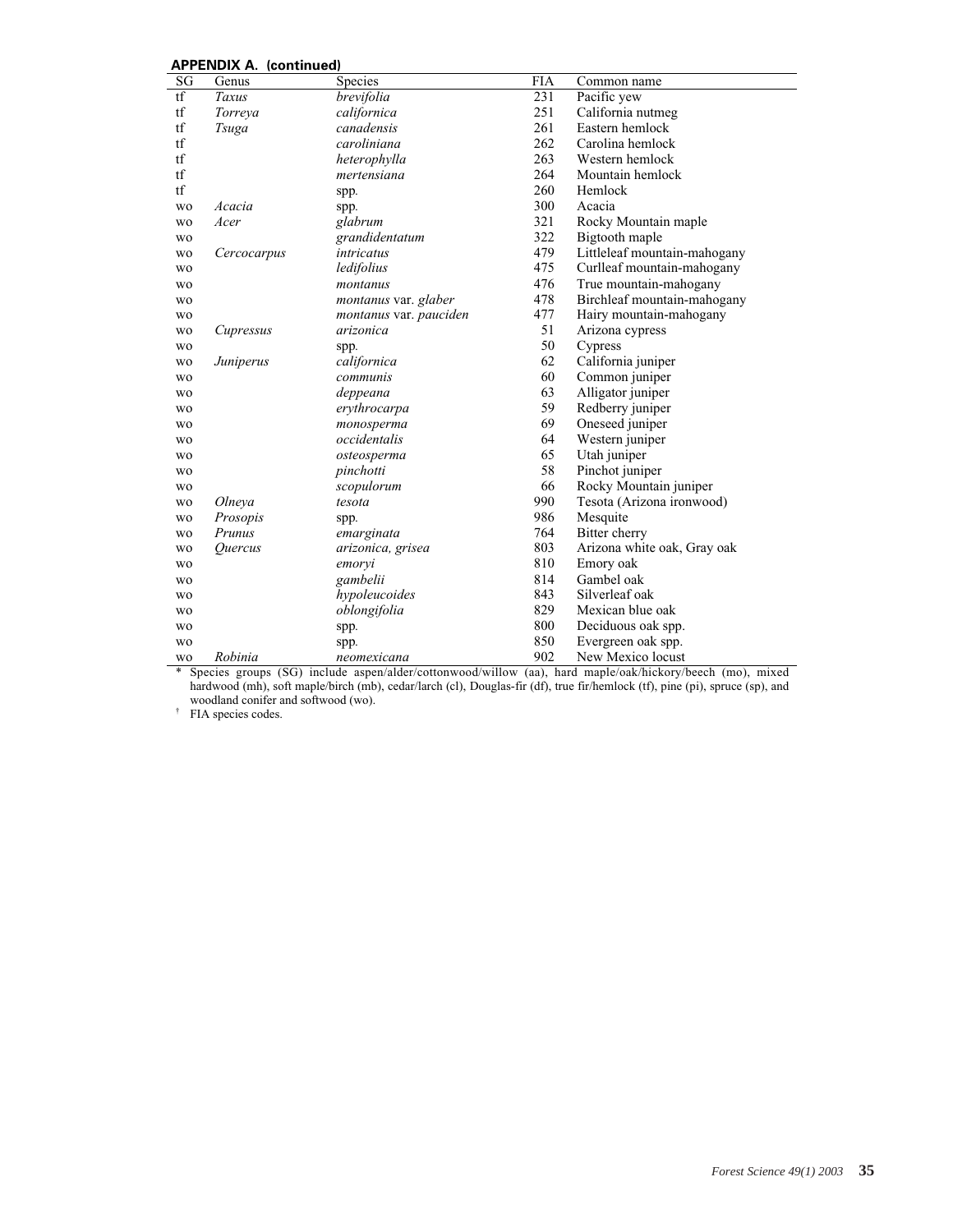**APPENDIX A. (continued)**

| SG | Genus | Species | FIA | Common name |
|---|---|---|---|---|
| tf | *Taxus* | *brevifolia* | 231 | Pacific yew |
| tf | *Torreya* | *californica* | 251 | California nutmeg |
| tf | *Tsuga* | *canadensis* | 261 | Eastern hemlock |
| tf | | *caroliniana* | 262 | Carolina hemlock |
| tf | | *heterophylla* | 263 | Western hemlock |
| tf | | *mertensiana* | 264 | Mountain hemlock |
| tf | | spp. | 260 | Hemlock |
| wo | *Acacia* | spp. | 300 | Acacia |
| wo | *Acer* | *glabrum* | 321 | Rocky Mountain maple |
| wo | | *grandidentatum* | 322 | Bigtooth maple |
| wo | *Cercocarpus* | *intricatus* | 479 | Littleleaf mountain-mahogany |
| wo | | *ledifolius* | 475 | Curlleaf mountain-mahogany |
| wo | | *montanus* | 476 | True mountain-mahogany |
| wo | | *montanus* var. *glaber* | 478 | Birchleaf mountain-mahogany |
| wo | | *montanus* var. *pauciden* | 477 | Hairy mountain-mahogany |
| wo | *Cupressus* | *arizonica* | 51 | Arizona cypress |
| wo | | spp. | 50 | Cypress |
| wo | *Juniperus* | *californica* | 62 | California juniper |
| wo | | *communis* | 60 | Common juniper |
| wo | | *deppeana* | 63 | Alligator juniper |
| wo | | *erythrocarpa* | 59 | Redberry juniper |
| wo | | *monosperma* | 69 | Oneseed juniper |
| wo | | *occidentalis* | 64 | Western juniper |
| wo | | *osteosperma* | 65 | Utah juniper |
| wo | | *pinchotti* | 58 | Pinchot juniper |
| wo | | *scopulorum* | 66 | Rocky Mountain juniper |
| wo | *Olneya* | *tesota* | 990 | Tesota (Arizona ironwood) |
| wo | *Prosopis* | spp. | 986 | Mesquite |
| wo | *Prunus* | *emarginata* | 764 | Bitter cherry |
| wo | *Quercus* | *arizonica, grisea* | 803 | Arizona white oak, Gray oak |
| wo | | *emoryi* | 810 | Emory oak |
| wo | | *gambelii* | 814 | Gambel oak |
| wo | | *hypoleucoides* | 843 | Silverleaf oak |
| wo | | *oblongifolia* | 829 | Mexican blue oak |
| wo | | spp. | 800 | Deciduous oak spp. |
| wo | | spp. | 850 | Evergreen oak spp. |
| wo | *Robinia* | *neomexicana* | 902 | New Mexico locust |

\* Species groups (SG) include aspen/alder/cottonwood/willow (aa), hard maple/oak/hickory/beech (mo), mixed hardwood (mh), soft maple/birch (mb), cedar/larch (cl), Douglas-fir (df), true fir/hemlock (tf), pine (pi), spruce (sp), and woodland conifer and softwood (wo).

† FIA species codes.